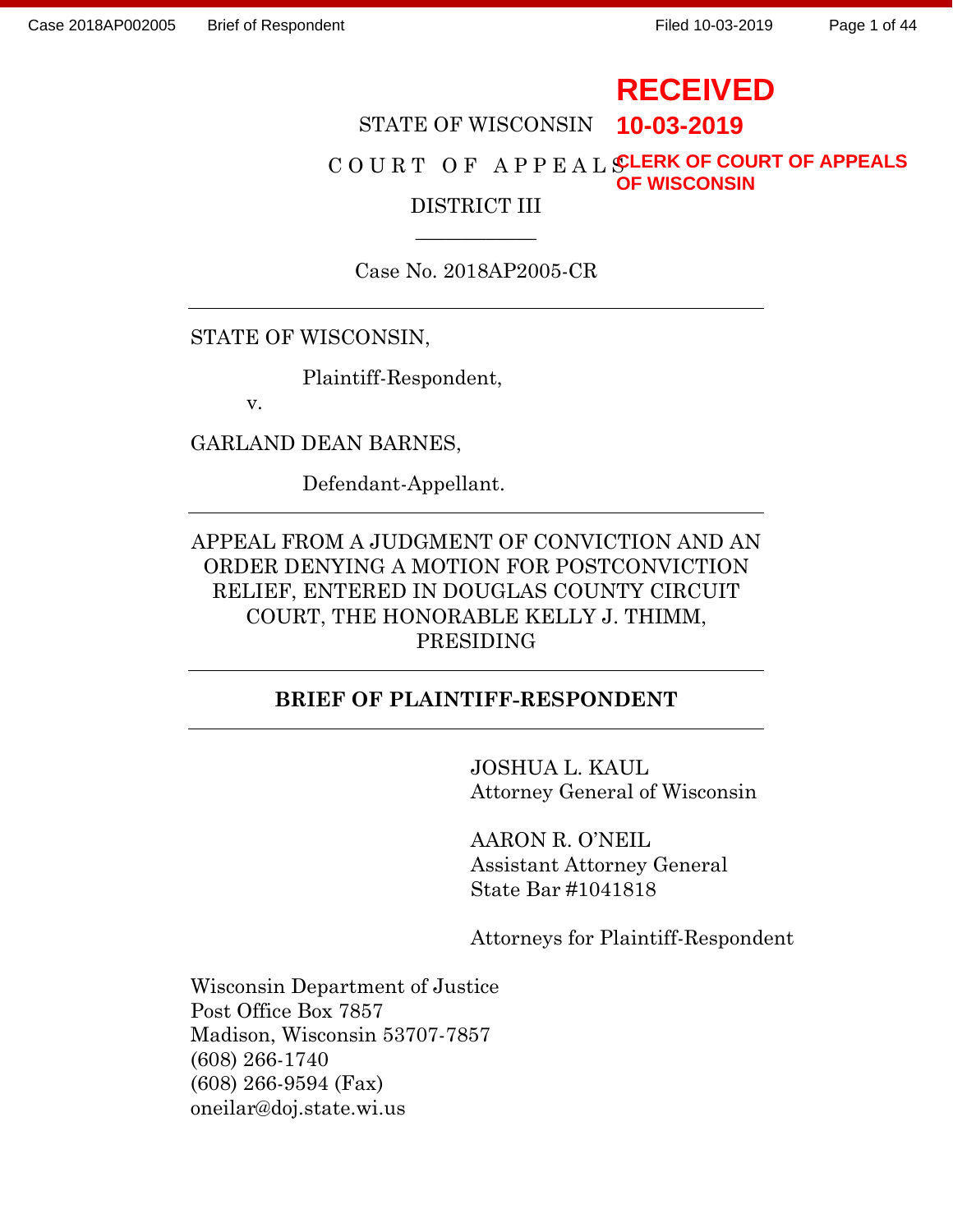RECEIVED
10-03-2019
CLERK OF COURT OF APPEALS
OF WISCONSIN

STATE OF WISCONSIN

C O U R T   O F   A P P E A L S

DISTRICT III

Case No. 2018AP2005-CR

---

STATE OF WISCONSIN,

Plaintiff-Respondent,

v.

GARLAND DEAN BARNES,

Defendant-Appellant.

---

APPEAL FROM A JUDGMENT OF CONVICTION AND AN ORDER DENYING A MOTION FOR POSTCONVICTION RELIEF, ENTERED IN DOUGLAS COUNTY CIRCUIT COURT, THE HONORABLE KELLY J. THIMM, PRESIDING

---

**BRIEF OF PLAINTIFF-RESPONDENT**

---

JOSHUA L. KAUL
Attorney General of Wisconsin

AARON R. O'NEIL
Assistant Attorney General
State Bar #1041818

Attorneys for Plaintiff-Respondent

Wisconsin Department of Justice
Post Office Box 7857
Madison, Wisconsin 53707-7857
(608) 266-1740
(608) 266-9594 (Fax)
oneilar@doj.state.wi.us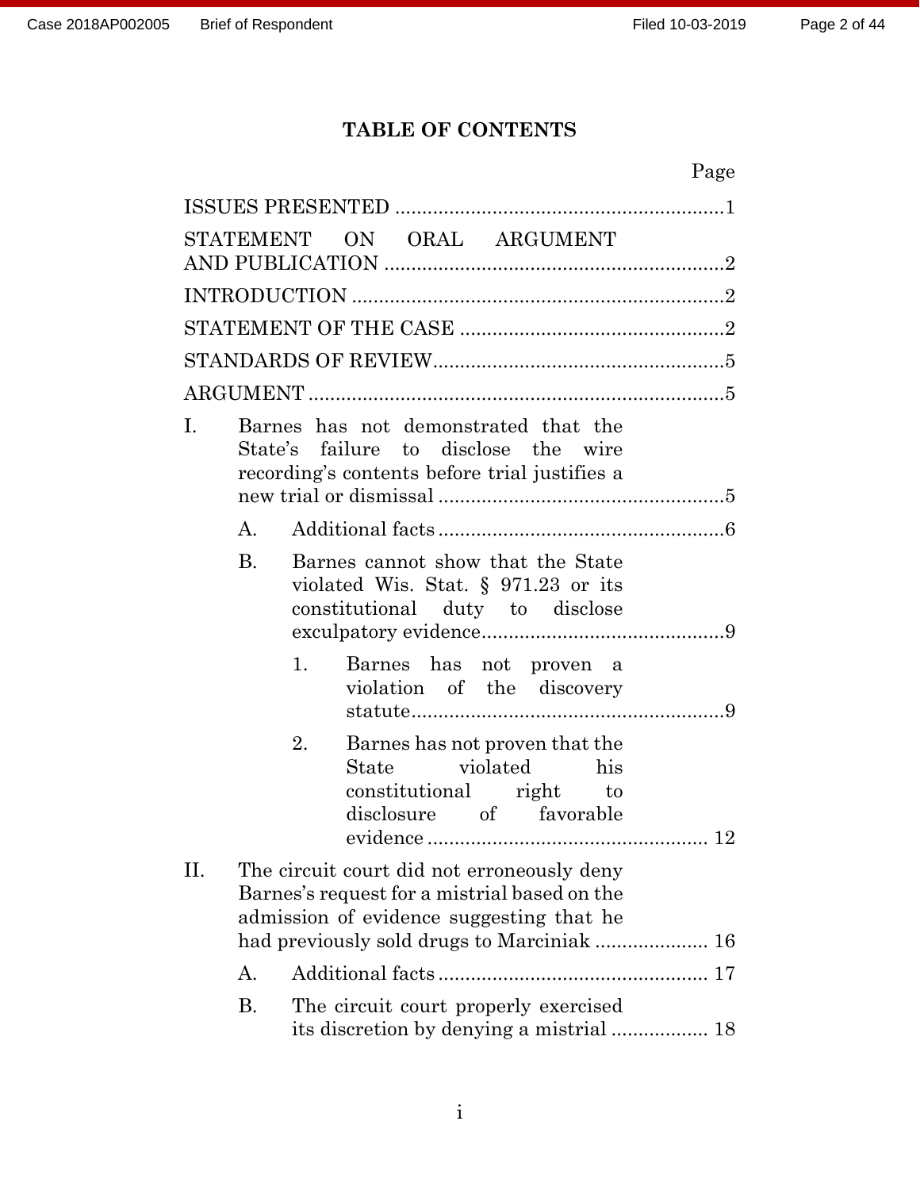# TABLE OF CONTENTS

Page

ISSUES PRESENTED ............................................................1

STATEMENT ON ORAL ARGUMENT AND PUBLICATION ..............................................................2

INTRODUCTION ....................................................................2

STATEMENT OF THE CASE ................................................2

STANDARDS OF REVIEW......................................................5

ARGUMENT ............................................................................5

I. Barnes has not demonstrated that the State's failure to disclose the wire recording's contents before trial justifies a new trial or dismissal .....................................................5

   A. Additional facts .....................................................6

   B. Barnes cannot show that the State violated Wis. Stat. § 971.23 or its constitutional duty to disclose exculpatory evidence.............................................9

      1. Barnes has not proven a violation of the discovery statute..........................................................9

      2. Barnes has not proven that the State violated his constitutional right to disclosure of favorable evidence .................................................... 12

II. The circuit court did not erroneously deny Barnes's request for a mistrial based on the admission of evidence suggesting that he had previously sold drugs to Marciniak ..................... 16

   A. Additional facts .................................................. 17

   B. The circuit court properly exercised its discretion by denying a mistrial .................. 18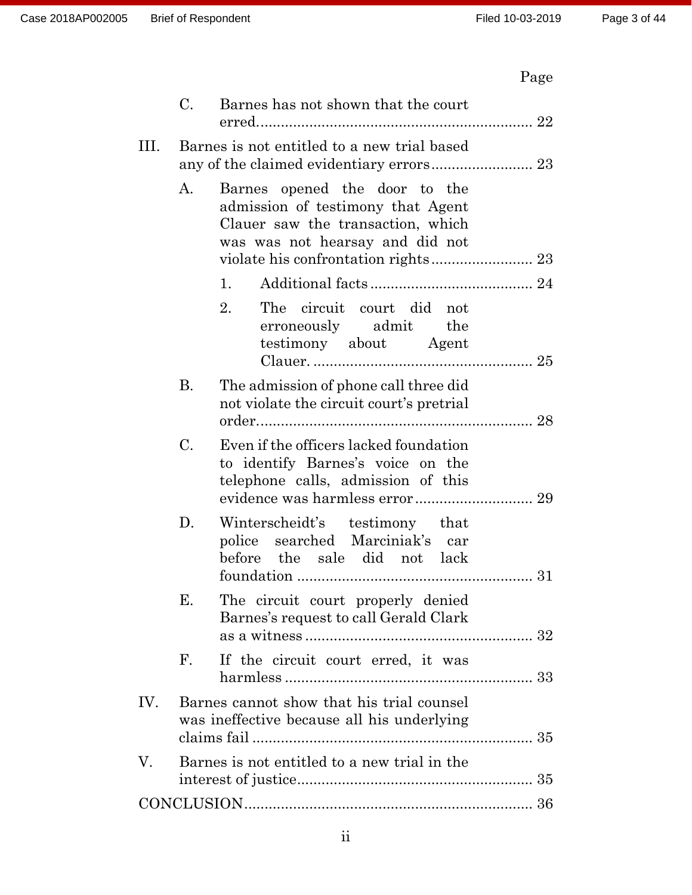Page

- C. Barnes has not shown that the court erred ........ 22

III. Barnes is not entitled to a new trial based any of the claimed evidentiary errors ........ 23

- A. Barnes opened the door to the admission of testimony that Agent Clauer saw the transaction, which was was not hearsay and did not violate his confrontation rights ........ 23
  - 1. Additional facts ........ 24
  - 2. The circuit court did not erroneously admit the testimony about Agent Clauer. ........ 25
- B. The admission of phone call three did not violate the circuit court's pretrial order ........ 28
- C. Even if the officers lacked foundation to identify Barnes's voice on the telephone calls, admission of this evidence was harmless error ........ 29
- D. Winterscheidt's testimony that police searched Marciniak's car before the sale did not lack foundation ........ 31
- E. The circuit court properly denied Barnes's request to call Gerald Clark as a witness ........ 32
- F. If the circuit court erred, it was harmless ........ 33

IV. Barnes cannot show that his trial counsel was ineffective because all his underlying claims fail ........ 35

V. Barnes is not entitled to a new trial in the interest of justice ........ 35

CONCLUSION ........ 36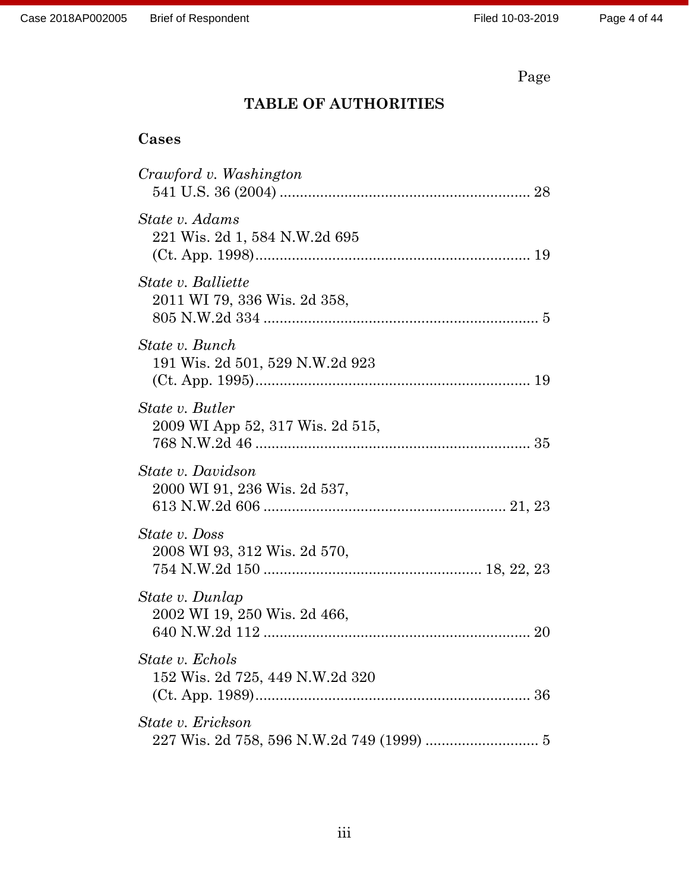Page

## TABLE OF AUTHORITIES

### Cases

*Crawford v. Washington*
541 U.S. 36 (2004) .............................................................. 28

*State v. Adams*
221 Wis. 2d 1, 584 N.W.2d 695
(Ct. App. 1998).................................................................... 19

*State v. Balliette*
2011 WI 79, 336 Wis. 2d 358,
805 N.W.2d 334 .................................................................... 5

*State v. Bunch*
191 Wis. 2d 501, 529 N.W.2d 923
(Ct. App. 1995).................................................................... 19

*State v. Butler*
2009 WI App 52, 317 Wis. 2d 515,
768 N.W.2d 46 .................................................................... 35

*State v. Davidson*
2000 WI 91, 236 Wis. 2d 537,
613 N.W.2d 606 ........................................................... 21, 23

*State v. Doss*
2008 WI 93, 312 Wis. 2d 570,
754 N.W.2d 150 ...................................................... 18, 22, 23

*State v. Dunlap*
2002 WI 19, 250 Wis. 2d 466,
640 N.W.2d 112 .................................................................. 20

*State v. Echols*
152 Wis. 2d 725, 449 N.W.2d 320
(Ct. App. 1989).................................................................... 36

*State v. Erickson*
227 Wis. 2d 758, 596 N.W.2d 749 (1999) ............................ 5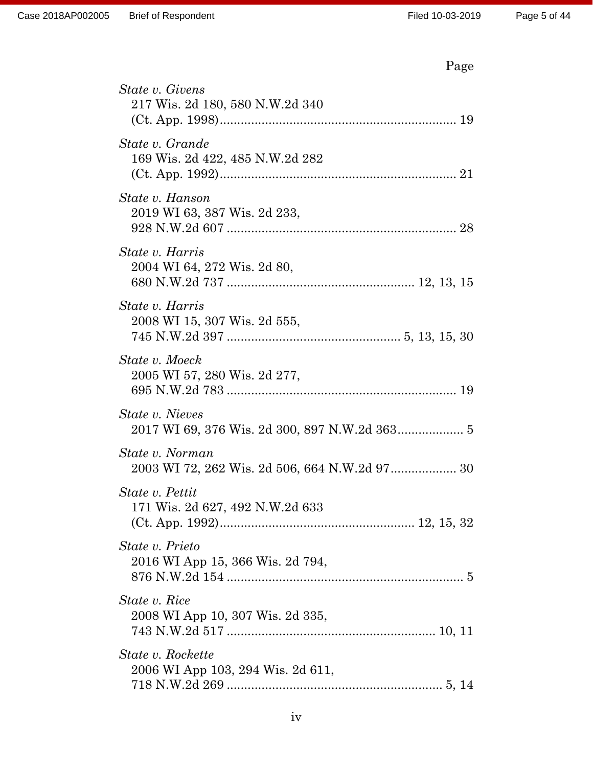Page

*State v. Givens*
217 Wis. 2d 180, 580 N.W.2d 340
(Ct. App. 1998)..................................................................... 19

*State v. Grande*
169 Wis. 2d 422, 485 N.W.2d 282
(Ct. App. 1992)..................................................................... 21

*State v. Hanson*
2019 WI 63, 387 Wis. 2d 233,
928 N.W.2d 607 ................................................................... 28

*State v. Harris*
2004 WI 64, 272 Wis. 2d 80,
680 N.W.2d 737 ...................................................... 12, 13, 15

*State v. Harris*
2008 WI 15, 307 Wis. 2d 555,
745 N.W.2d 397 .................................................. 5, 13, 15, 30

*State v. Moeck*
2005 WI 57, 280 Wis. 2d 277,
695 N.W.2d 783 ................................................................... 19

*State v. Nieves*
2017 WI 69, 376 Wis. 2d 300, 897 N.W.2d 363................... 5

*State v. Norman*
2003 WI 72, 262 Wis. 2d 506, 664 N.W.2d 97................... 30

*State v. Pettit*
171 Wis. 2d 627, 492 N.W.2d 633
(Ct. App. 1992)........................................................ 12, 15, 32

*State v. Prieto*
2016 WI App 15, 366 Wis. 2d 794,
876 N.W.2d 154 ..................................................................... 5

*State v. Rice*
2008 WI App 10, 307 Wis. 2d 335,
743 N.W.2d 517 ............................................................ 10, 11

*State v. Rockette*
2006 WI App 103, 294 Wis. 2d 611,
718 N.W.2d 269 .............................................................. 5, 14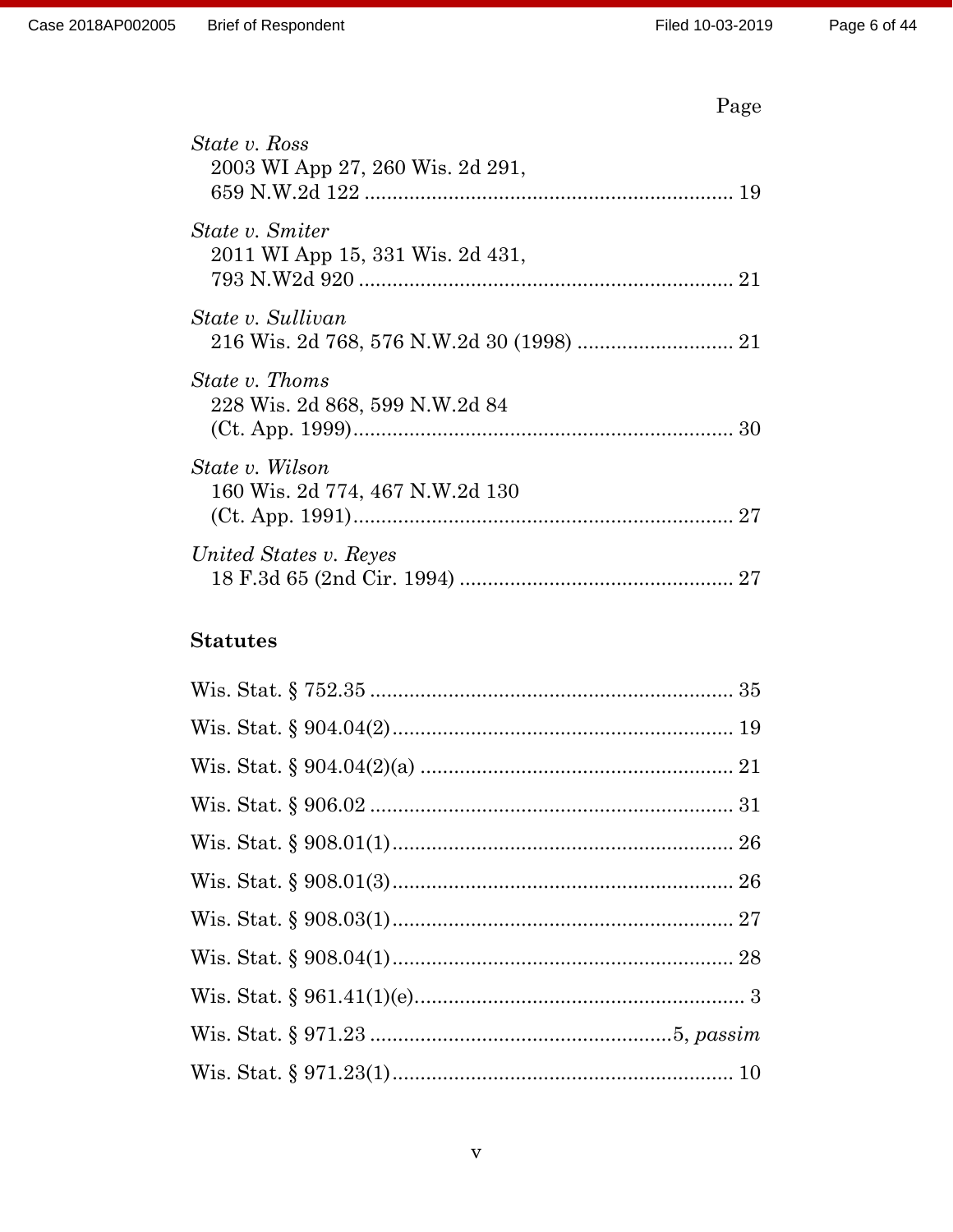Page

*State v. Ross*
2003 WI App 27, 260 Wis. 2d 291,
659 N.W.2d 122 .................................................................. 19

*State v. Smiter*
2011 WI App 15, 331 Wis. 2d 431,
793 N.W2d 920 ................................................................... 21

*State v. Sullivan*
216 Wis. 2d 768, 576 N.W.2d 30 (1998) ............................ 21

*State v. Thoms*
228 Wis. 2d 868, 599 N.W.2d 84
(Ct. App. 1999).................................................................... 30

*State v. Wilson*
160 Wis. 2d 774, 467 N.W.2d 130
(Ct. App. 1991).................................................................... 27

*United States v. Reyes*
18 F.3d 65 (2nd Cir. 1994) ................................................. 27

**Statutes**

Wis. Stat. § 752.35 ................................................................. 35

Wis. Stat. § 904.04(2)............................................................. 19

Wis. Stat. § 904.04(2)(a) ........................................................ 21

Wis. Stat. § 906.02 ................................................................. 31

Wis. Stat. § 908.01(1)............................................................. 26

Wis. Stat. § 908.01(3)............................................................. 26

Wis. Stat. § 908.03(1)............................................................. 27

Wis. Stat. § 908.04(1)............................................................. 28

Wis. Stat. § 961.41(1)(e)........................................................... 3

Wis. Stat. § 971.23 .....................................................5, *passim*

Wis. Stat. § 971.23(1)............................................................. 10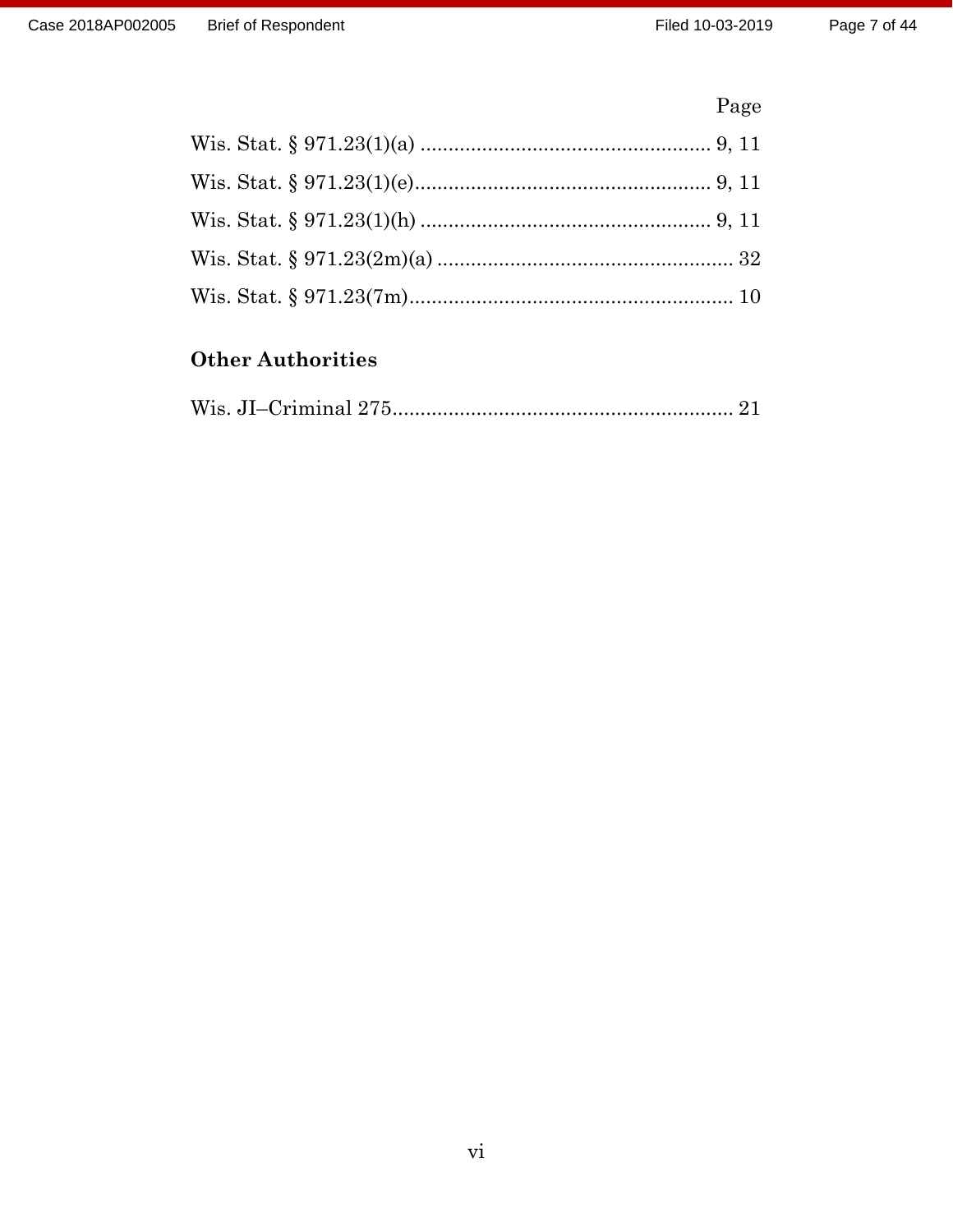Page

Wis. Stat. § 971.23(1)(a) .................................................... 9, 11

Wis. Stat. § 971.23(1)(e)..................................................... 9, 11

Wis. Stat. § 971.23(1)(h) .................................................... 9, 11

Wis. Stat. § 971.23(2m)(a) ..................................................... 32

Wis. Stat. § 971.23(7m).......................................................... 10

**Other Authorities**

Wis. JI–Criminal 275............................................................ 21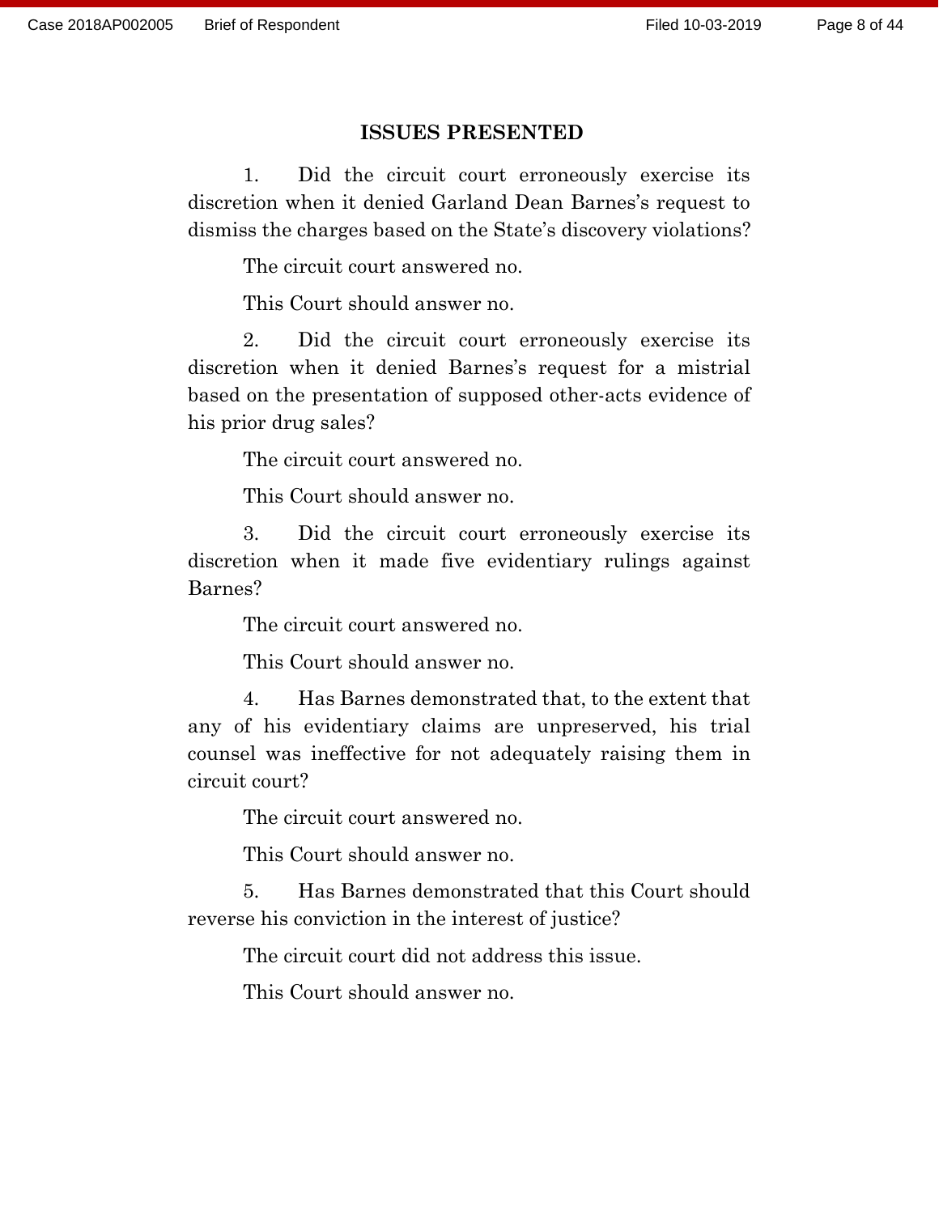## ISSUES PRESENTED

1. Did the circuit court erroneously exercise its discretion when it denied Garland Dean Barnes's request to dismiss the charges based on the State's discovery violations?

The circuit court answered no.

This Court should answer no.

2. Did the circuit court erroneously exercise its discretion when it denied Barnes's request for a mistrial based on the presentation of supposed other-acts evidence of his prior drug sales?

The circuit court answered no.

This Court should answer no.

3. Did the circuit court erroneously exercise its discretion when it made five evidentiary rulings against Barnes?

The circuit court answered no.

This Court should answer no.

4. Has Barnes demonstrated that, to the extent that any of his evidentiary claims are unpreserved, his trial counsel was ineffective for not adequately raising them in circuit court?

The circuit court answered no.

This Court should answer no.

5. Has Barnes demonstrated that this Court should reverse his conviction in the interest of justice?

The circuit court did not address this issue.

This Court should answer no.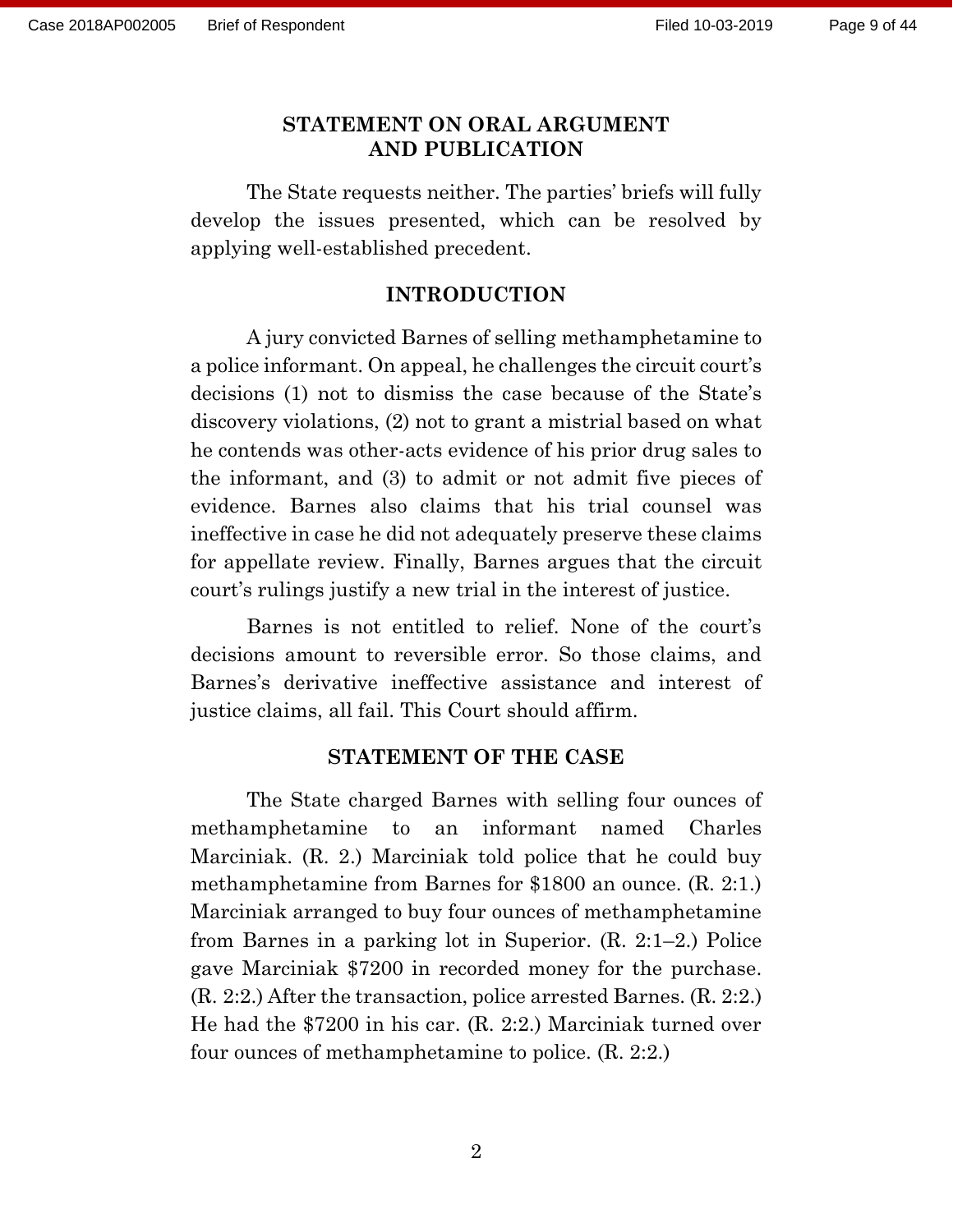## STATEMENT ON ORAL ARGUMENT AND PUBLICATION

The State requests neither. The parties' briefs will fully develop the issues presented, which can be resolved by applying well-established precedent.

## INTRODUCTION

A jury convicted Barnes of selling methamphetamine to a police informant. On appeal, he challenges the circuit court's decisions (1) not to dismiss the case because of the State's discovery violations, (2) not to grant a mistrial based on what he contends was other-acts evidence of his prior drug sales to the informant, and (3) to admit or not admit five pieces of evidence. Barnes also claims that his trial counsel was ineffective in case he did not adequately preserve these claims for appellate review. Finally, Barnes argues that the circuit court's rulings justify a new trial in the interest of justice.

Barnes is not entitled to relief. None of the court's decisions amount to reversible error. So those claims, and Barnes's derivative ineffective assistance and interest of justice claims, all fail. This Court should affirm.

## STATEMENT OF THE CASE

The State charged Barnes with selling four ounces of methamphetamine to an informant named Charles Marciniak. (R. 2.) Marciniak told police that he could buy methamphetamine from Barnes for $1800 an ounce. (R. 2:1.) Marciniak arranged to buy four ounces of methamphetamine from Barnes in a parking lot in Superior. (R. 2:1–2.) Police gave Marciniak $7200 in recorded money for the purchase. (R. 2:2.) After the transaction, police arrested Barnes. (R. 2:2.) He had the $7200 in his car. (R. 2:2.) Marciniak turned over four ounces of methamphetamine to police. (R. 2:2.)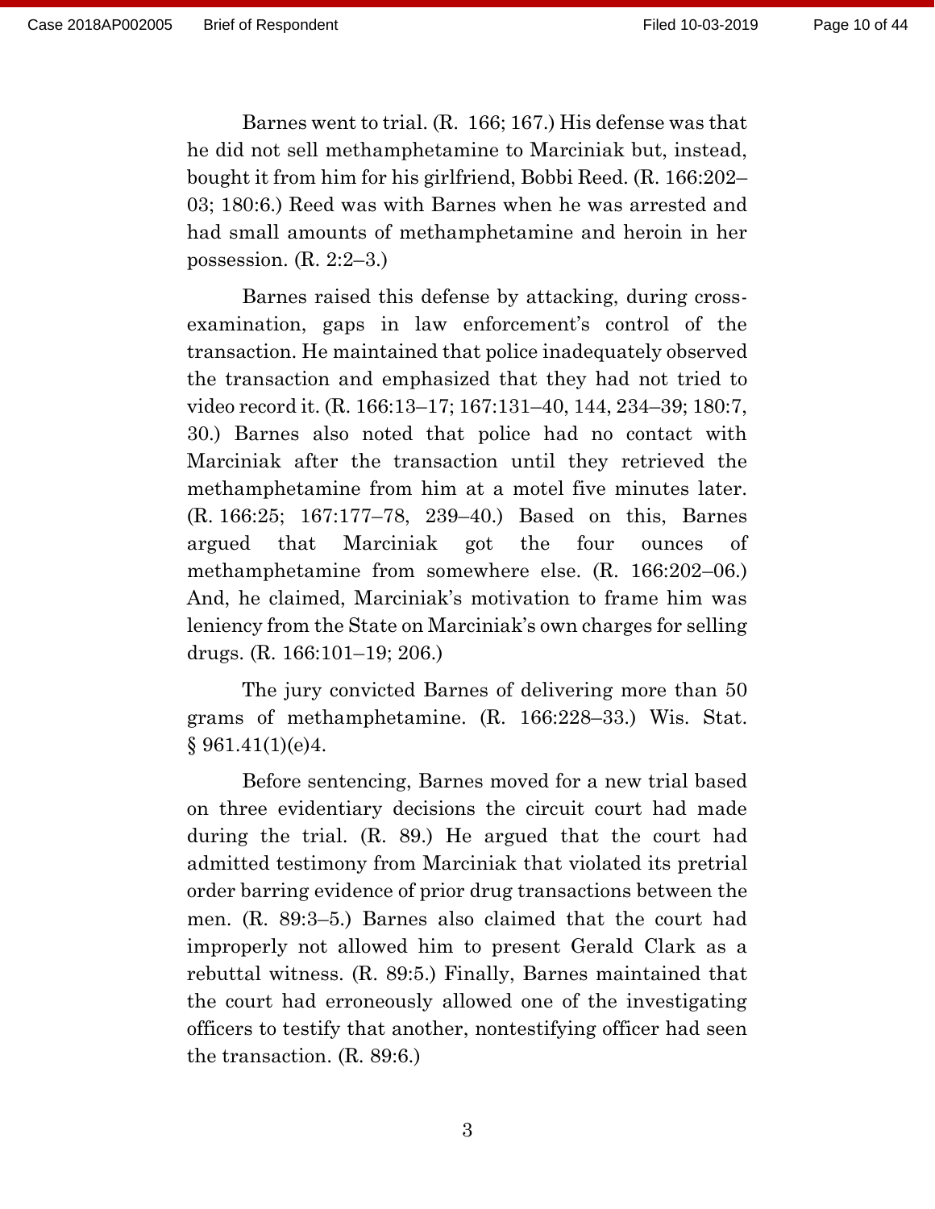Barnes went to trial. (R. 166; 167.) His defense was that he did not sell methamphetamine to Marciniak but, instead, bought it from him for his girlfriend, Bobbi Reed. (R. 166:202–03; 180:6.) Reed was with Barnes when he was arrested and had small amounts of methamphetamine and heroin in her possession. (R. 2:2–3.)

Barnes raised this defense by attacking, during cross-examination, gaps in law enforcement's control of the transaction. He maintained that police inadequately observed the transaction and emphasized that they had not tried to video record it. (R. 166:13–17; 167:131–40, 144, 234–39; 180:7, 30.) Barnes also noted that police had no contact with Marciniak after the transaction until they retrieved the methamphetamine from him at a motel five minutes later. (R. 166:25; 167:177–78, 239–40.) Based on this, Barnes argued that Marciniak got the four ounces of methamphetamine from somewhere else. (R. 166:202–06.) And, he claimed, Marciniak's motivation to frame him was leniency from the State on Marciniak's own charges for selling drugs. (R. 166:101–19; 206.)

The jury convicted Barnes of delivering more than 50 grams of methamphetamine. (R. 166:228–33.) Wis. Stat. § 961.41(1)(e)4.

Before sentencing, Barnes moved for a new trial based on three evidentiary decisions the circuit court had made during the trial. (R. 89.) He argued that the court had admitted testimony from Marciniak that violated its pretrial order barring evidence of prior drug transactions between the men. (R. 89:3–5.) Barnes also claimed that the court had improperly not allowed him to present Gerald Clark as a rebuttal witness. (R. 89:5.) Finally, Barnes maintained that the court had erroneously allowed one of the investigating officers to testify that another, nontestifying officer had seen the transaction. (R. 89:6.)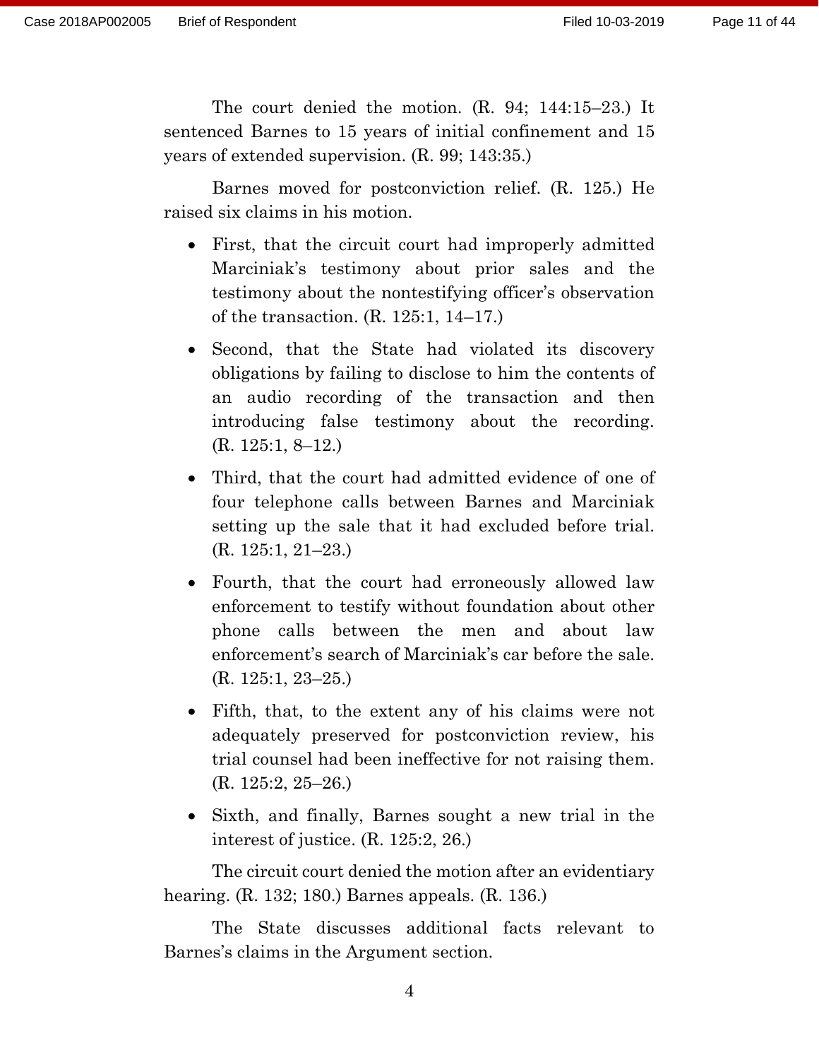The court denied the motion. (R. 94; 144:15–23.) It sentenced Barnes to 15 years of initial confinement and 15 years of extended supervision. (R. 99; 143:35.)

Barnes moved for postconviction relief. (R. 125.) He raised six claims in his motion.

- First, that the circuit court had improperly admitted Marciniak's testimony about prior sales and the testimony about the nontestifying officer's observation of the transaction. (R. 125:1, 14–17.)
- Second, that the State had violated its discovery obligations by failing to disclose to him the contents of an audio recording of the transaction and then introducing false testimony about the recording. (R. 125:1, 8–12.)
- Third, that the court had admitted evidence of one of four telephone calls between Barnes and Marciniak setting up the sale that it had excluded before trial. (R. 125:1, 21–23.)
- Fourth, that the court had erroneously allowed law enforcement to testify without foundation about other phone calls between the men and about law enforcement's search of Marciniak's car before the sale. (R. 125:1, 23–25.)
- Fifth, that, to the extent any of his claims were not adequately preserved for postconviction review, his trial counsel had been ineffective for not raising them. (R. 125:2, 25–26.)
- Sixth, and finally, Barnes sought a new trial in the interest of justice. (R. 125:2, 26.)

The circuit court denied the motion after an evidentiary hearing. (R. 132; 180.) Barnes appeals. (R. 136.)

The State discusses additional facts relevant to Barnes's claims in the Argument section.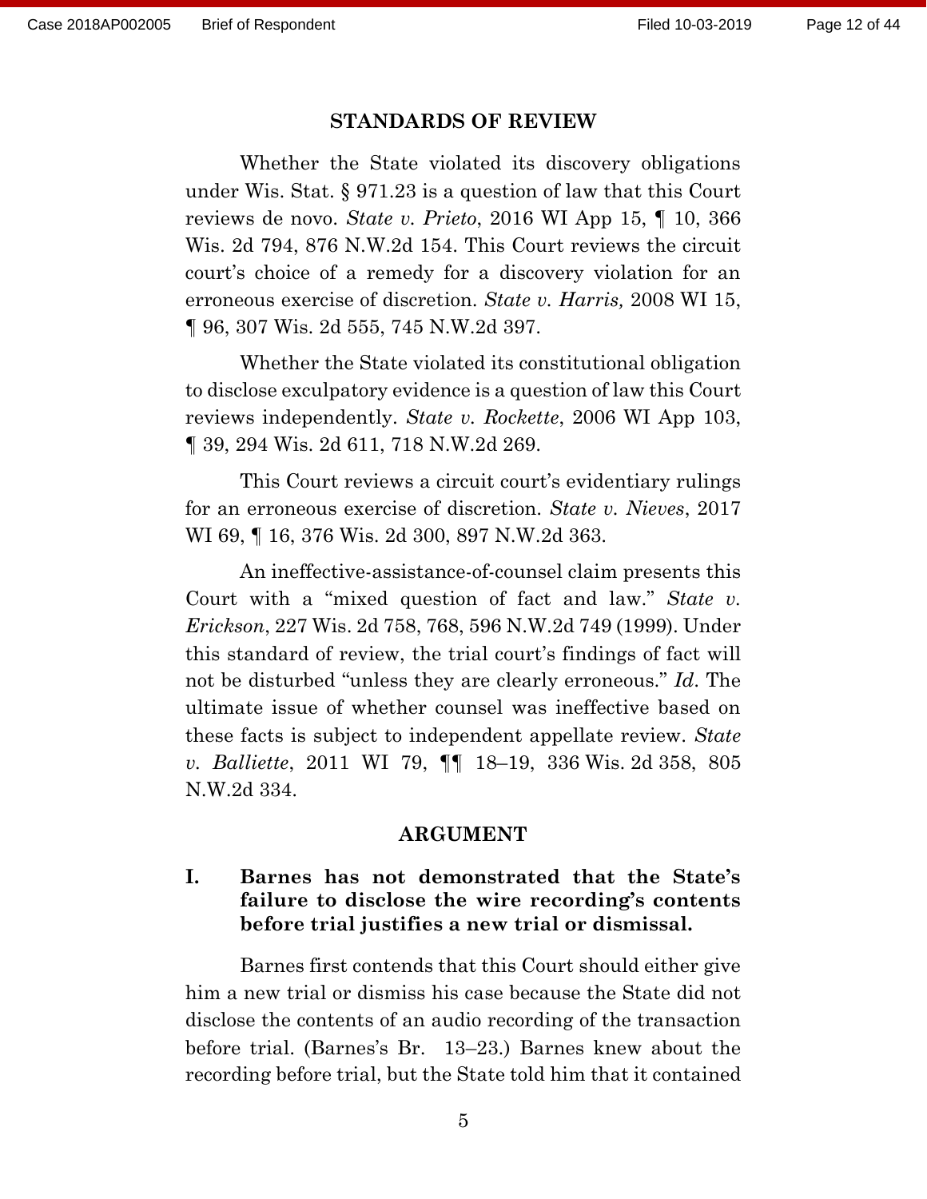## STANDARDS OF REVIEW

Whether the State violated its discovery obligations under Wis. Stat. § 971.23 is a question of law that this Court reviews de novo. *State v. Prieto*, 2016 WI App 15, ¶ 10, 366 Wis. 2d 794, 876 N.W.2d 154. This Court reviews the circuit court's choice of a remedy for a discovery violation for an erroneous exercise of discretion. *State v. Harris,* 2008 WI 15, ¶ 96, 307 Wis. 2d 555, 745 N.W.2d 397.

Whether the State violated its constitutional obligation to disclose exculpatory evidence is a question of law this Court reviews independently. *State v. Rockette*, 2006 WI App 103, ¶ 39, 294 Wis. 2d 611, 718 N.W.2d 269.

This Court reviews a circuit court's evidentiary rulings for an erroneous exercise of discretion. *State v. Nieves*, 2017 WI 69, ¶ 16, 376 Wis. 2d 300, 897 N.W.2d 363.

An ineffective-assistance-of-counsel claim presents this Court with a "mixed question of fact and law." *State v. Erickson*, 227 Wis. 2d 758, 768, 596 N.W.2d 749 (1999). Under this standard of review, the trial court's findings of fact will not be disturbed "unless they are clearly erroneous." *Id*. The ultimate issue of whether counsel was ineffective based on these facts is subject to independent appellate review. *State v. Balliette*, 2011 WI 79, ¶¶ 18–19, 336 Wis. 2d 358, 805 N.W.2d 334.

## ARGUMENT

### I. Barnes has not demonstrated that the State's failure to disclose the wire recording's contents before trial justifies a new trial or dismissal.

Barnes first contends that this Court should either give him a new trial or dismiss his case because the State did not disclose the contents of an audio recording of the transaction before trial. (Barnes's Br. 13–23.) Barnes knew about the recording before trial, but the State told him that it contained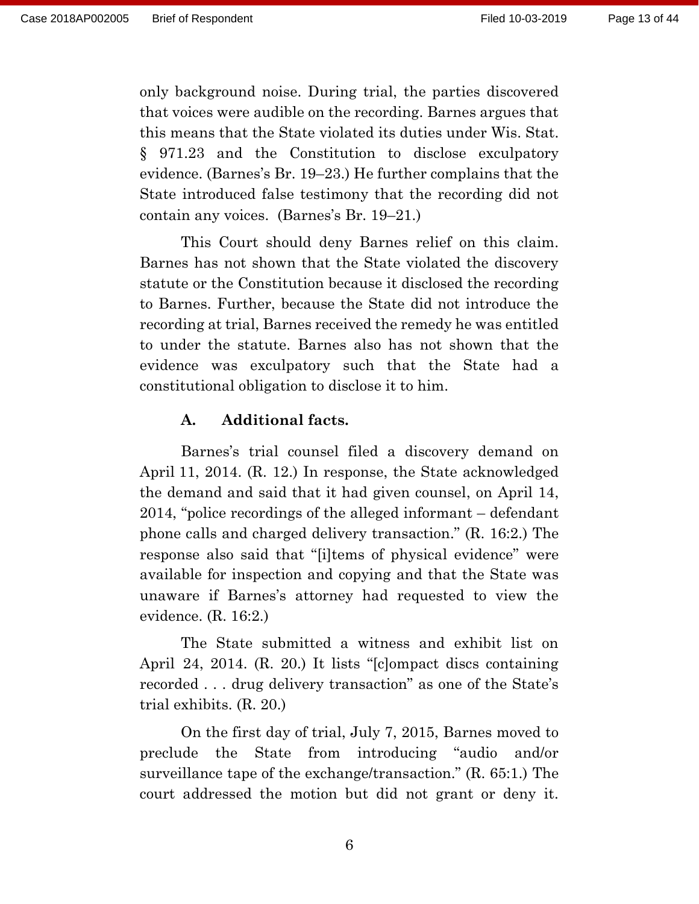only background noise. During trial, the parties discovered that voices were audible on the recording. Barnes argues that this means that the State violated its duties under Wis. Stat. § 971.23 and the Constitution to disclose exculpatory evidence. (Barnes's Br. 19–23.) He further complains that the State introduced false testimony that the recording did not contain any voices. (Barnes's Br. 19–21.)

This Court should deny Barnes relief on this claim. Barnes has not shown that the State violated the discovery statute or the Constitution because it disclosed the recording to Barnes. Further, because the State did not introduce the recording at trial, Barnes received the remedy he was entitled to under the statute. Barnes also has not shown that the evidence was exculpatory such that the State had a constitutional obligation to disclose it to him.

### A. Additional facts.

Barnes's trial counsel filed a discovery demand on April 11, 2014. (R. 12.) In response, the State acknowledged the demand and said that it had given counsel, on April 14, 2014, "police recordings of the alleged informant – defendant phone calls and charged delivery transaction." (R. 16:2.) The response also said that "[i]tems of physical evidence" were available for inspection and copying and that the State was unaware if Barnes's attorney had requested to view the evidence. (R. 16:2.)

The State submitted a witness and exhibit list on April 24, 2014. (R. 20.) It lists "[c]ompact discs containing recorded . . . drug delivery transaction" as one of the State's trial exhibits. (R. 20.)

On the first day of trial, July 7, 2015, Barnes moved to preclude the State from introducing "audio and/or surveillance tape of the exchange/transaction." (R. 65:1.) The court addressed the motion but did not grant or deny it.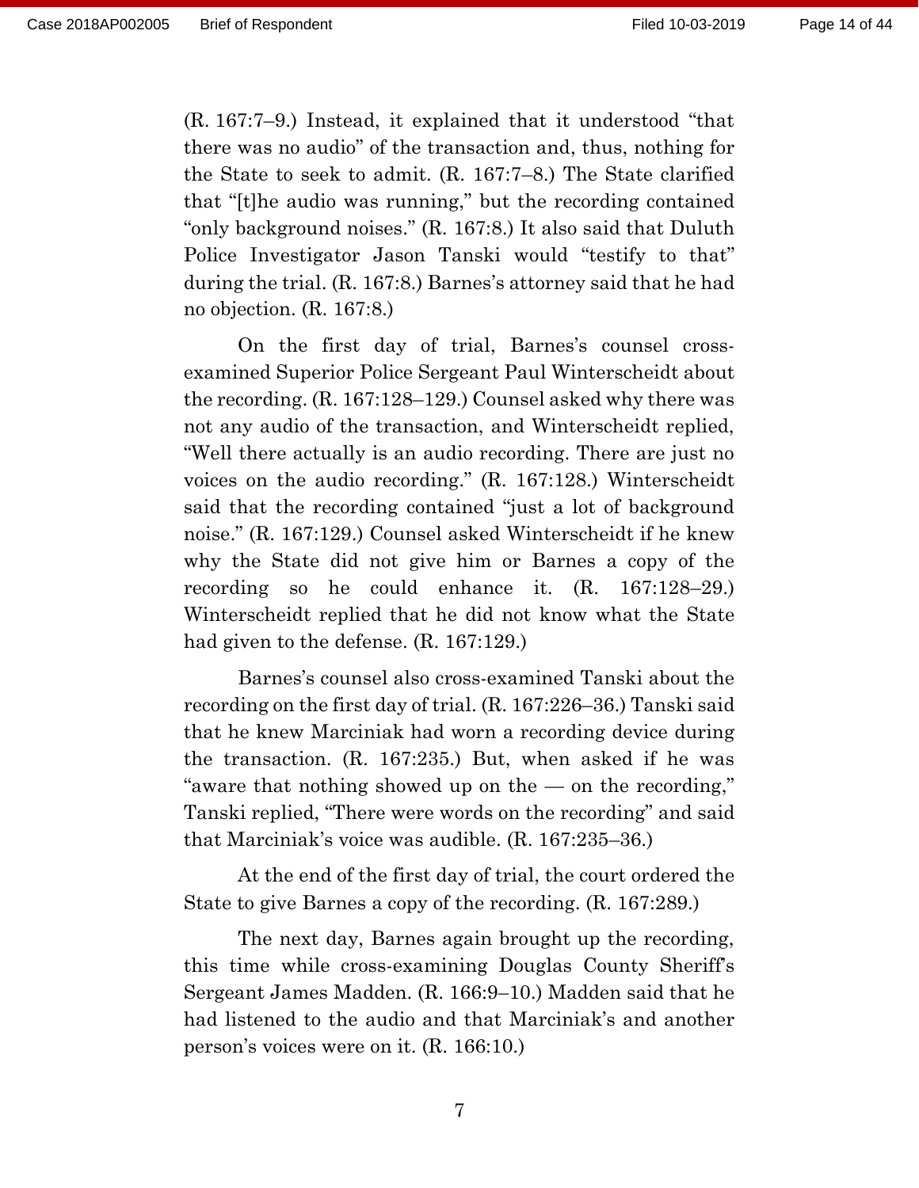(R. 167:7–9.) Instead, it explained that it understood "that there was no audio" of the transaction and, thus, nothing for the State to seek to admit. (R. 167:7–8.) The State clarified that "[t]he audio was running," but the recording contained "only background noises." (R. 167:8.) It also said that Duluth Police Investigator Jason Tanski would "testify to that" during the trial. (R. 167:8.) Barnes's attorney said that he had no objection. (R. 167:8.)

On the first day of trial, Barnes's counsel cross-examined Superior Police Sergeant Paul Winterscheidt about the recording. (R. 167:128–129.) Counsel asked why there was not any audio of the transaction, and Winterscheidt replied, "Well there actually is an audio recording. There are just no voices on the audio recording." (R. 167:128.) Winterscheidt said that the recording contained "just a lot of background noise." (R. 167:129.) Counsel asked Winterscheidt if he knew why the State did not give him or Barnes a copy of the recording so he could enhance it. (R. 167:128–29.) Winterscheidt replied that he did not know what the State had given to the defense. (R. 167:129.)

Barnes's counsel also cross-examined Tanski about the recording on the first day of trial. (R. 167:226–36.) Tanski said that he knew Marciniak had worn a recording device during the transaction. (R. 167:235.) But, when asked if he was "aware that nothing showed up on the — on the recording," Tanski replied, "There were words on the recording" and said that Marciniak's voice was audible. (R. 167:235–36.)

At the end of the first day of trial, the court ordered the State to give Barnes a copy of the recording. (R. 167:289.)

The next day, Barnes again brought up the recording, this time while cross-examining Douglas County Sheriff's Sergeant James Madden. (R. 166:9–10.) Madden said that he had listened to the audio and that Marciniak's and another person's voices were on it. (R. 166:10.)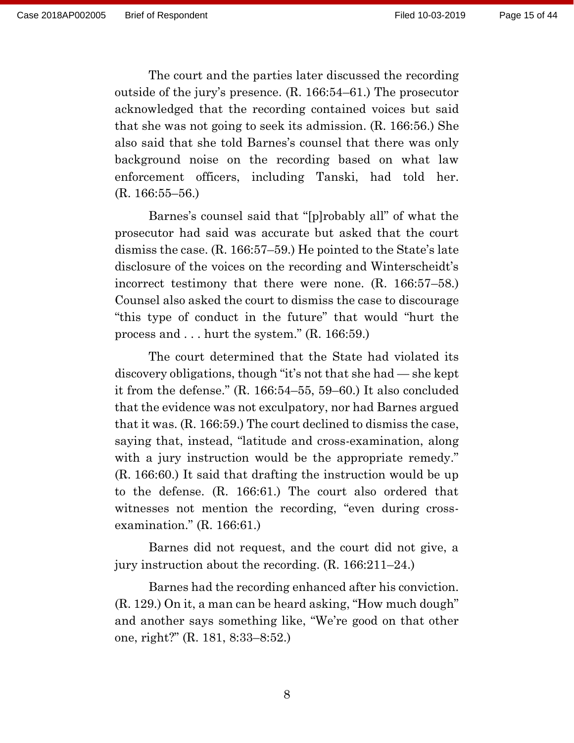The court and the parties later discussed the recording outside of the jury's presence. (R. 166:54–61.) The prosecutor acknowledged that the recording contained voices but said that she was not going to seek its admission. (R. 166:56.) She also said that she told Barnes's counsel that there was only background noise on the recording based on what law enforcement officers, including Tanski, had told her. (R. 166:55–56.)

Barnes's counsel said that "[p]robably all" of what the prosecutor had said was accurate but asked that the court dismiss the case. (R. 166:57–59.) He pointed to the State's late disclosure of the voices on the recording and Winterscheidt's incorrect testimony that there were none. (R. 166:57–58.) Counsel also asked the court to dismiss the case to discourage "this type of conduct in the future" that would "hurt the process and . . . hurt the system." (R. 166:59.)

The court determined that the State had violated its discovery obligations, though "it's not that she had — she kept it from the defense." (R. 166:54–55, 59–60.) It also concluded that the evidence was not exculpatory, nor had Barnes argued that it was. (R. 166:59.) The court declined to dismiss the case, saying that, instead, "latitude and cross-examination, along with a jury instruction would be the appropriate remedy." (R. 166:60.) It said that drafting the instruction would be up to the defense. (R. 166:61.) The court also ordered that witnesses not mention the recording, "even during cross-examination." (R. 166:61.)

Barnes did not request, and the court did not give, a jury instruction about the recording. (R. 166:211–24.)

Barnes had the recording enhanced after his conviction. (R. 129.) On it, a man can be heard asking, "How much dough" and another says something like, "We're good on that other one, right?" (R. 181, 8:33–8:52.)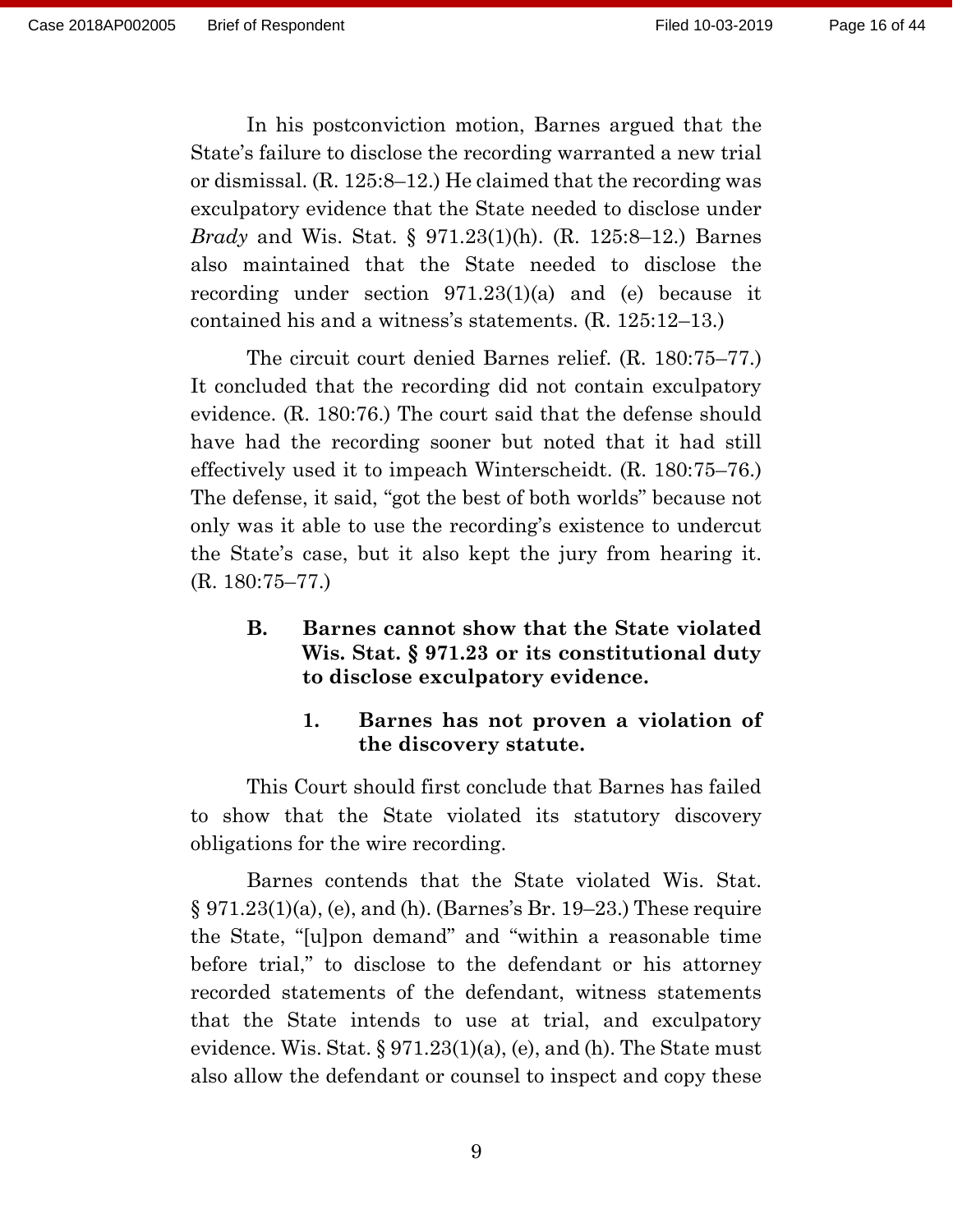In his postconviction motion, Barnes argued that the State's failure to disclose the recording warranted a new trial or dismissal. (R. 125:8–12.) He claimed that the recording was exculpatory evidence that the State needed to disclose under *Brady* and Wis. Stat. § 971.23(1)(h). (R. 125:8–12.) Barnes also maintained that the State needed to disclose the recording under section 971.23(1)(a) and (e) because it contained his and a witness's statements. (R. 125:12–13.)

The circuit court denied Barnes relief. (R. 180:75–77.) It concluded that the recording did not contain exculpatory evidence. (R. 180:76.) The court said that the defense should have had the recording sooner but noted that it had still effectively used it to impeach Winterscheidt. (R. 180:75–76.) The defense, it said, "got the best of both worlds" because not only was it able to use the recording's existence to undercut the State's case, but it also kept the jury from hearing it. (R. 180:75–77.)

### B. Barnes cannot show that the State violated Wis. Stat. § 971.23 or its constitutional duty to disclose exculpatory evidence.

#### 1. Barnes has not proven a violation of the discovery statute.

This Court should first conclude that Barnes has failed to show that the State violated its statutory discovery obligations for the wire recording.

Barnes contends that the State violated Wis. Stat. § 971.23(1)(a), (e), and (h). (Barnes's Br. 19–23.) These require the State, "[u]pon demand" and "within a reasonable time before trial," to disclose to the defendant or his attorney recorded statements of the defendant, witness statements that the State intends to use at trial, and exculpatory evidence. Wis. Stat. § 971.23(1)(a), (e), and (h). The State must also allow the defendant or counsel to inspect and copy these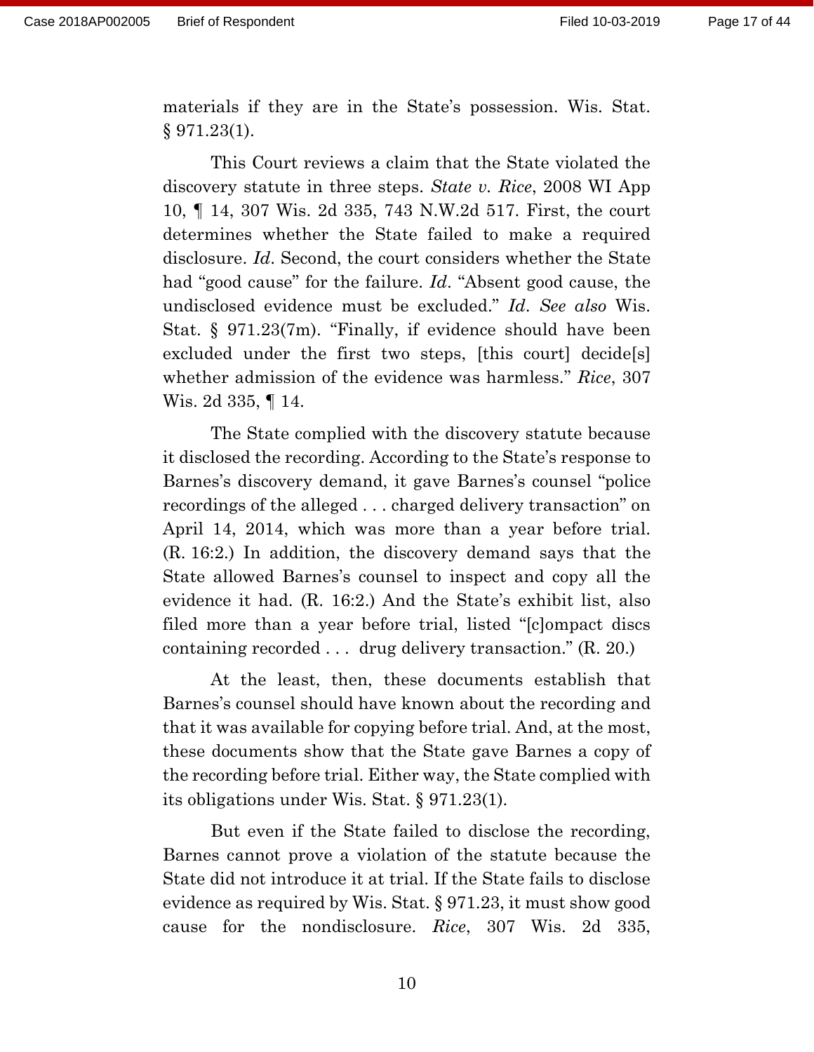materials if they are in the State's possession. Wis. Stat. § 971.23(1).

This Court reviews a claim that the State violated the discovery statute in three steps. *State v. Rice*, 2008 WI App 10, ¶ 14, 307 Wis. 2d 335, 743 N.W.2d 517. First, the court determines whether the State failed to make a required disclosure. *Id*. Second, the court considers whether the State had "good cause" for the failure. *Id*. "Absent good cause, the undisclosed evidence must be excluded." *Id*. *See also* Wis. Stat. § 971.23(7m). "Finally, if evidence should have been excluded under the first two steps, [this court] decide[s] whether admission of the evidence was harmless." *Rice*, 307 Wis. 2d 335, ¶ 14.

The State complied with the discovery statute because it disclosed the recording. According to the State's response to Barnes's discovery demand, it gave Barnes's counsel "police recordings of the alleged . . . charged delivery transaction" on April 14, 2014, which was more than a year before trial. (R. 16:2.) In addition, the discovery demand says that the State allowed Barnes's counsel to inspect and copy all the evidence it had. (R. 16:2.) And the State's exhibit list, also filed more than a year before trial, listed "[c]ompact discs containing recorded . . . drug delivery transaction." (R. 20.)

At the least, then, these documents establish that Barnes's counsel should have known about the recording and that it was available for copying before trial. And, at the most, these documents show that the State gave Barnes a copy of the recording before trial. Either way, the State complied with its obligations under Wis. Stat. § 971.23(1).

But even if the State failed to disclose the recording, Barnes cannot prove a violation of the statute because the State did not introduce it at trial. If the State fails to disclose evidence as required by Wis. Stat. § 971.23, it must show good cause for the nondisclosure. *Rice*, 307 Wis. 2d 335,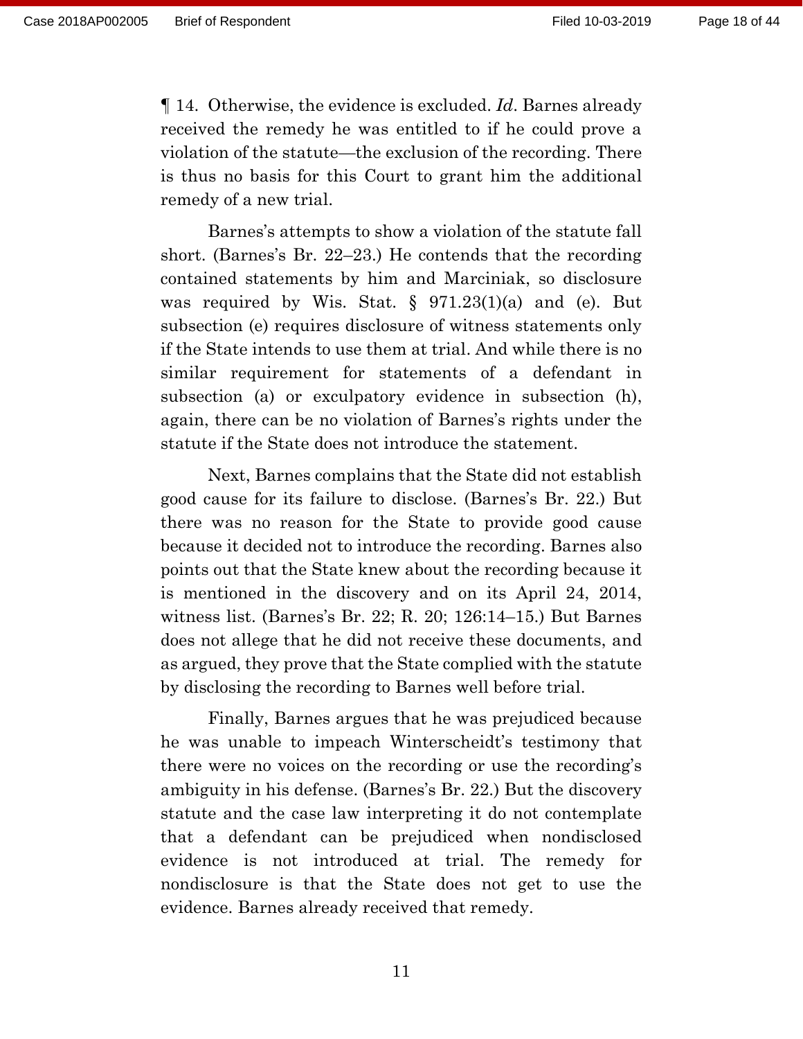¶ 14. Otherwise, the evidence is excluded. *Id*. Barnes already received the remedy he was entitled to if he could prove a violation of the statute—the exclusion of the recording. There is thus no basis for this Court to grant him the additional remedy of a new trial.

Barnes's attempts to show a violation of the statute fall short. (Barnes's Br. 22–23.) He contends that the recording contained statements by him and Marciniak, so disclosure was required by Wis. Stat. § 971.23(1)(a) and (e). But subsection (e) requires disclosure of witness statements only if the State intends to use them at trial. And while there is no similar requirement for statements of a defendant in subsection (a) or exculpatory evidence in subsection (h), again, there can be no violation of Barnes's rights under the statute if the State does not introduce the statement.

Next, Barnes complains that the State did not establish good cause for its failure to disclose. (Barnes's Br. 22.) But there was no reason for the State to provide good cause because it decided not to introduce the recording. Barnes also points out that the State knew about the recording because it is mentioned in the discovery and on its April 24, 2014, witness list. (Barnes's Br. 22; R. 20; 126:14–15.) But Barnes does not allege that he did not receive these documents, and as argued, they prove that the State complied with the statute by disclosing the recording to Barnes well before trial.

Finally, Barnes argues that he was prejudiced because he was unable to impeach Winterscheidt's testimony that there were no voices on the recording or use the recording's ambiguity in his defense. (Barnes's Br. 22.) But the discovery statute and the case law interpreting it do not contemplate that a defendant can be prejudiced when nondisclosed evidence is not introduced at trial. The remedy for nondisclosure is that the State does not get to use the evidence. Barnes already received that remedy.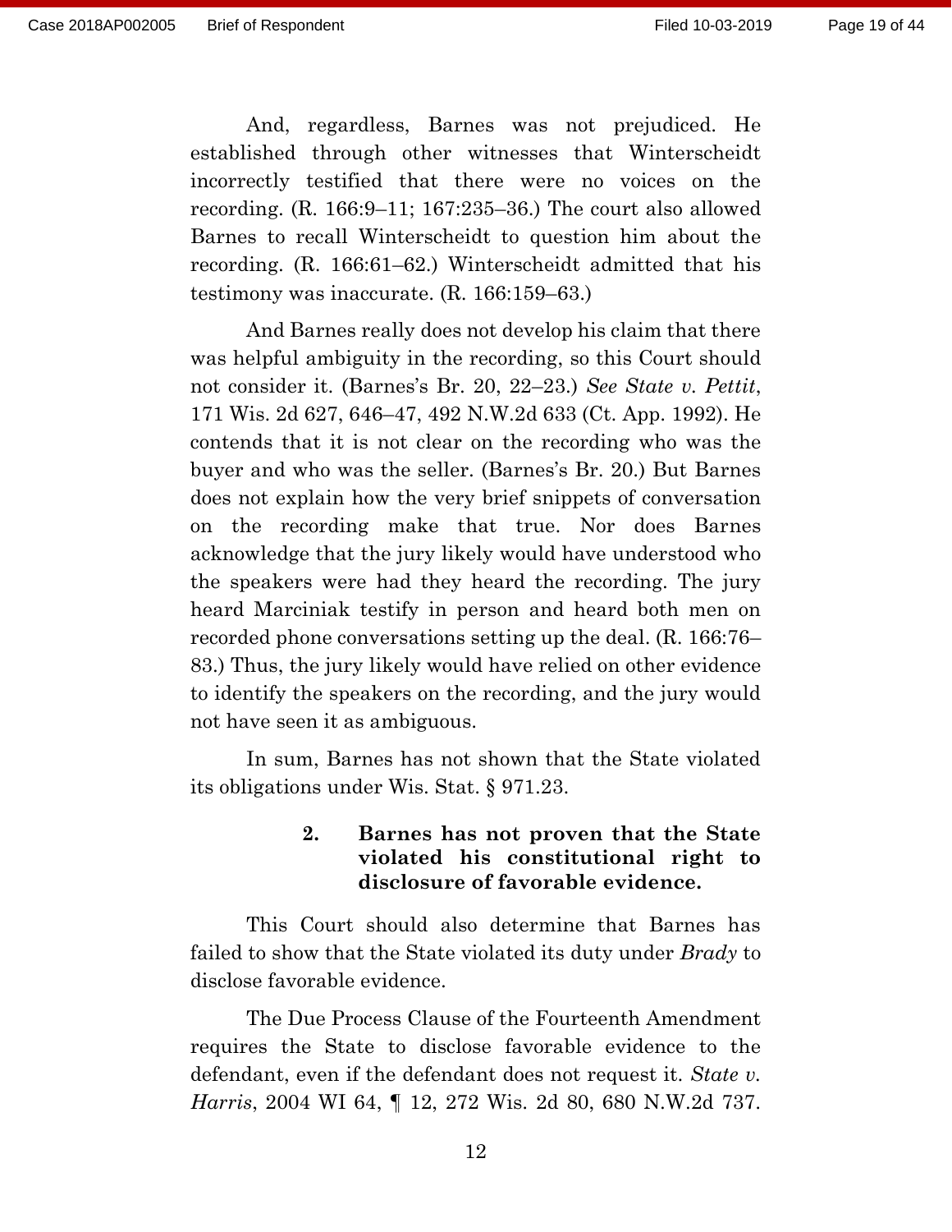And, regardless, Barnes was not prejudiced. He established through other witnesses that Winterscheidt incorrectly testified that there were no voices on the recording. (R. 166:9–11; 167:235–36.) The court also allowed Barnes to recall Winterscheidt to question him about the recording. (R. 166:61–62.) Winterscheidt admitted that his testimony was inaccurate. (R. 166:159–63.)

And Barnes really does not develop his claim that there was helpful ambiguity in the recording, so this Court should not consider it. (Barnes's Br. 20, 22–23.) *See State v. Pettit*, 171 Wis. 2d 627, 646–47, 492 N.W.2d 633 (Ct. App. 1992). He contends that it is not clear on the recording who was the buyer and who was the seller. (Barnes's Br. 20.) But Barnes does not explain how the very brief snippets of conversation on the recording make that true. Nor does Barnes acknowledge that the jury likely would have understood who the speakers were had they heard the recording. The jury heard Marciniak testify in person and heard both men on recorded phone conversations setting up the deal. (R. 166:76–83.) Thus, the jury likely would have relied on other evidence to identify the speakers on the recording, and the jury would not have seen it as ambiguous.

In sum, Barnes has not shown that the State violated its obligations under Wis. Stat. § 971.23.

#### 2. Barnes has not proven that the State violated his constitutional right to disclosure of favorable evidence.

This Court should also determine that Barnes has failed to show that the State violated its duty under *Brady* to disclose favorable evidence.

The Due Process Clause of the Fourteenth Amendment requires the State to disclose favorable evidence to the defendant, even if the defendant does not request it. *State v. Harris*, 2004 WI 64, ¶ 12, 272 Wis. 2d 80, 680 N.W.2d 737.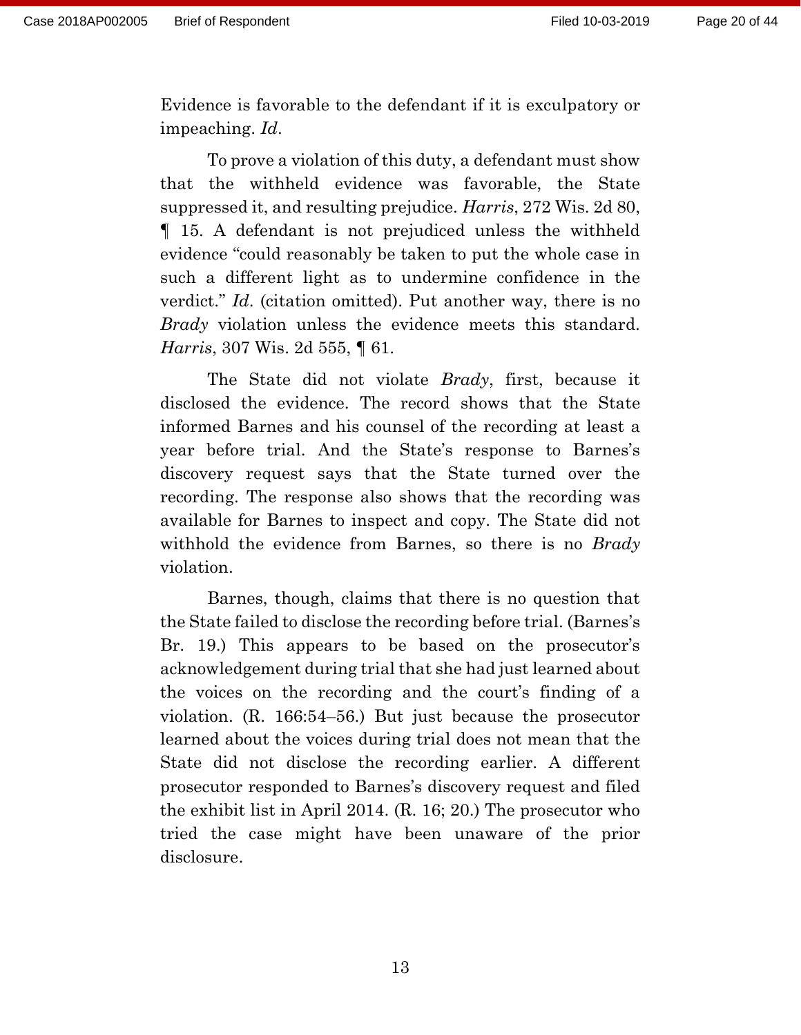Evidence is favorable to the defendant if it is exculpatory or impeaching. *Id*.

To prove a violation of this duty, a defendant must show that the withheld evidence was favorable, the State suppressed it, and resulting prejudice. *Harris*, 272 Wis. 2d 80, ¶ 15. A defendant is not prejudiced unless the withheld evidence "could reasonably be taken to put the whole case in such a different light as to undermine confidence in the verdict." *Id*. (citation omitted). Put another way, there is no *Brady* violation unless the evidence meets this standard. *Harris*, 307 Wis. 2d 555, ¶ 61.

The State did not violate *Brady*, first, because it disclosed the evidence. The record shows that the State informed Barnes and his counsel of the recording at least a year before trial. And the State's response to Barnes's discovery request says that the State turned over the recording. The response also shows that the recording was available for Barnes to inspect and copy. The State did not withhold the evidence from Barnes, so there is no *Brady* violation.

Barnes, though, claims that there is no question that the State failed to disclose the recording before trial. (Barnes's Br. 19.) This appears to be based on the prosecutor's acknowledgement during trial that she had just learned about the voices on the recording and the court's finding of a violation. (R. 166:54–56.) But just because the prosecutor learned about the voices during trial does not mean that the State did not disclose the recording earlier. A different prosecutor responded to Barnes's discovery request and filed the exhibit list in April 2014. (R. 16; 20.) The prosecutor who tried the case might have been unaware of the prior disclosure.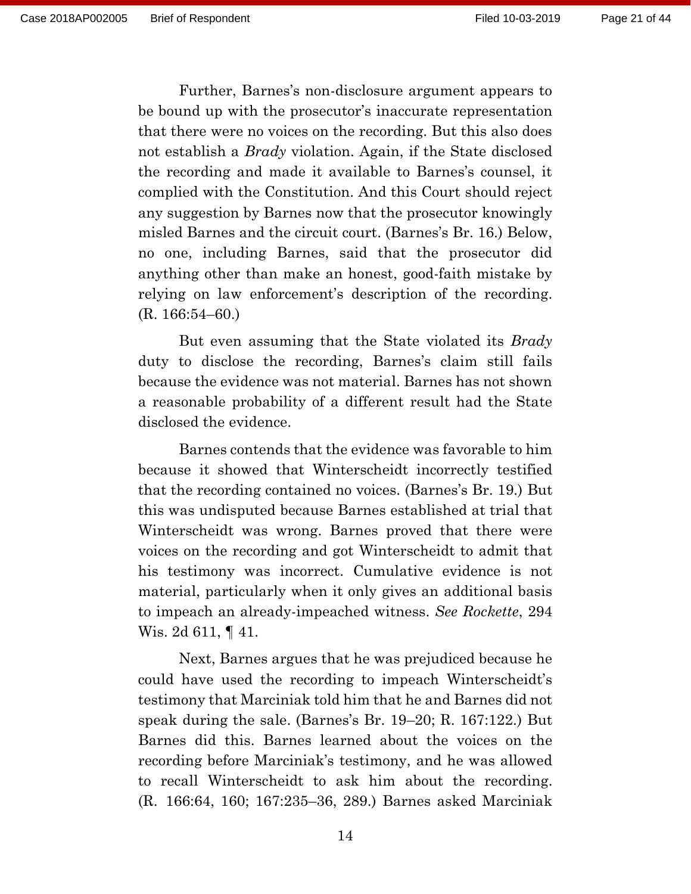Further, Barnes's non-disclosure argument appears to be bound up with the prosecutor's inaccurate representation that there were no voices on the recording. But this also does not establish a *Brady* violation. Again, if the State disclosed the recording and made it available to Barnes's counsel, it complied with the Constitution. And this Court should reject any suggestion by Barnes now that the prosecutor knowingly misled Barnes and the circuit court. (Barnes's Br. 16.) Below, no one, including Barnes, said that the prosecutor did anything other than make an honest, good-faith mistake by relying on law enforcement's description of the recording. (R. 166:54–60.)

But even assuming that the State violated its *Brady* duty to disclose the recording, Barnes's claim still fails because the evidence was not material. Barnes has not shown a reasonable probability of a different result had the State disclosed the evidence.

Barnes contends that the evidence was favorable to him because it showed that Winterscheidt incorrectly testified that the recording contained no voices. (Barnes's Br. 19.) But this was undisputed because Barnes established at trial that Winterscheidt was wrong. Barnes proved that there were voices on the recording and got Winterscheidt to admit that his testimony was incorrect. Cumulative evidence is not material, particularly when it only gives an additional basis to impeach an already-impeached witness. *See Rockette*, 294 Wis. 2d 611, ¶ 41.

Next, Barnes argues that he was prejudiced because he could have used the recording to impeach Winterscheidt's testimony that Marciniak told him that he and Barnes did not speak during the sale. (Barnes's Br. 19–20; R. 167:122.) But Barnes did this. Barnes learned about the voices on the recording before Marciniak's testimony, and he was allowed to recall Winterscheidt to ask him about the recording. (R. 166:64, 160; 167:235–36, 289.) Barnes asked Marciniak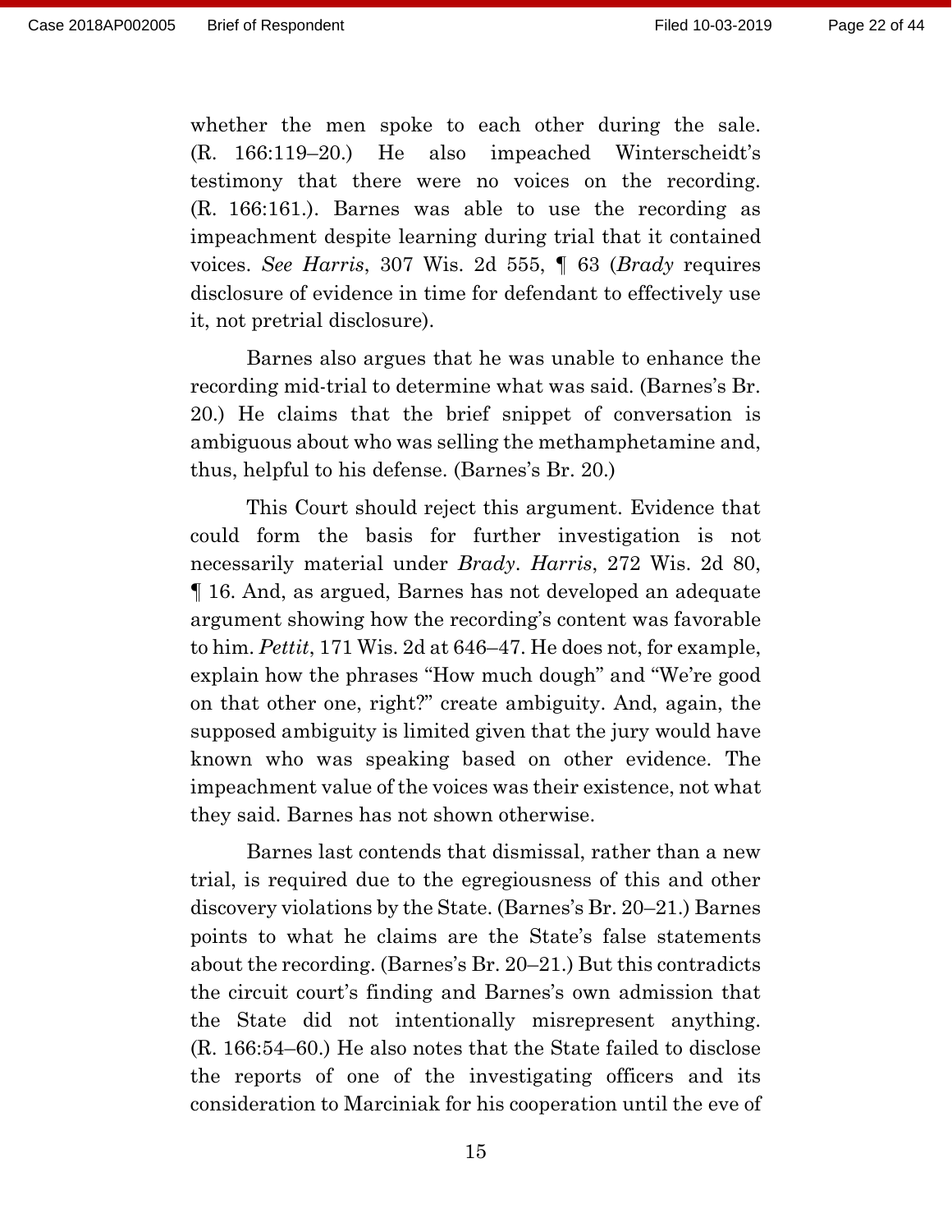whether the men spoke to each other during the sale. (R. 166:119–20.) He also impeached Winterscheidt's testimony that there were no voices on the recording. (R. 166:161.). Barnes was able to use the recording as impeachment despite learning during trial that it contained voices. *See Harris*, 307 Wis. 2d 555, ¶ 63 (*Brady* requires disclosure of evidence in time for defendant to effectively use it, not pretrial disclosure).

Barnes also argues that he was unable to enhance the recording mid-trial to determine what was said. (Barnes's Br. 20.) He claims that the brief snippet of conversation is ambiguous about who was selling the methamphetamine and, thus, helpful to his defense. (Barnes's Br. 20.)

This Court should reject this argument. Evidence that could form the basis for further investigation is not necessarily material under *Brady*. *Harris*, 272 Wis. 2d 80, ¶ 16. And, as argued, Barnes has not developed an adequate argument showing how the recording's content was favorable to him. *Pettit*, 171 Wis. 2d at 646–47. He does not, for example, explain how the phrases "How much dough" and "We're good on that other one, right?" create ambiguity. And, again, the supposed ambiguity is limited given that the jury would have known who was speaking based on other evidence. The impeachment value of the voices was their existence, not what they said. Barnes has not shown otherwise.

Barnes last contends that dismissal, rather than a new trial, is required due to the egregiousness of this and other discovery violations by the State. (Barnes's Br. 20–21.) Barnes points to what he claims are the State's false statements about the recording. (Barnes's Br. 20–21.) But this contradicts the circuit court's finding and Barnes's own admission that the State did not intentionally misrepresent anything. (R. 166:54–60.) He also notes that the State failed to disclose the reports of one of the investigating officers and its consideration to Marciniak for his cooperation until the eve of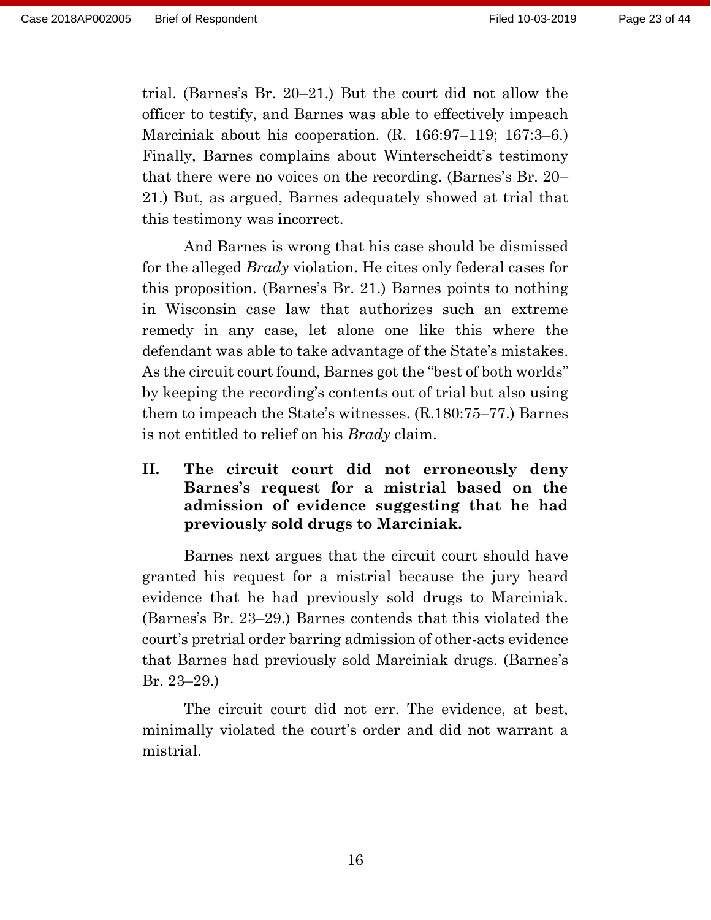trial. (Barnes's Br. 20–21.) But the court did not allow the officer to testify, and Barnes was able to effectively impeach Marciniak about his cooperation. (R. 166:97–119; 167:3–6.) Finally, Barnes complains about Winterscheidt's testimony that there were no voices on the recording. (Barnes's Br. 20–21.) But, as argued, Barnes adequately showed at trial that this testimony was incorrect.

And Barnes is wrong that his case should be dismissed for the alleged *Brady* violation. He cites only federal cases for this proposition. (Barnes's Br. 21.) Barnes points to nothing in Wisconsin case law that authorizes such an extreme remedy in any case, let alone one like this where the defendant was able to take advantage of the State's mistakes. As the circuit court found, Barnes got the "best of both worlds" by keeping the recording's contents out of trial but also using them to impeach the State's witnesses. (R.180:75–77.) Barnes is not entitled to relief on his *Brady* claim.

## II. The circuit court did not erroneously deny Barnes's request for a mistrial based on the admission of evidence suggesting that he had previously sold drugs to Marciniak.

Barnes next argues that the circuit court should have granted his request for a mistrial because the jury heard evidence that he had previously sold drugs to Marciniak. (Barnes's Br. 23–29.) Barnes contends that this violated the court's pretrial order barring admission of other-acts evidence that Barnes had previously sold Marciniak drugs. (Barnes's Br. 23–29.)

The circuit court did not err. The evidence, at best, minimally violated the court's order and did not warrant a mistrial.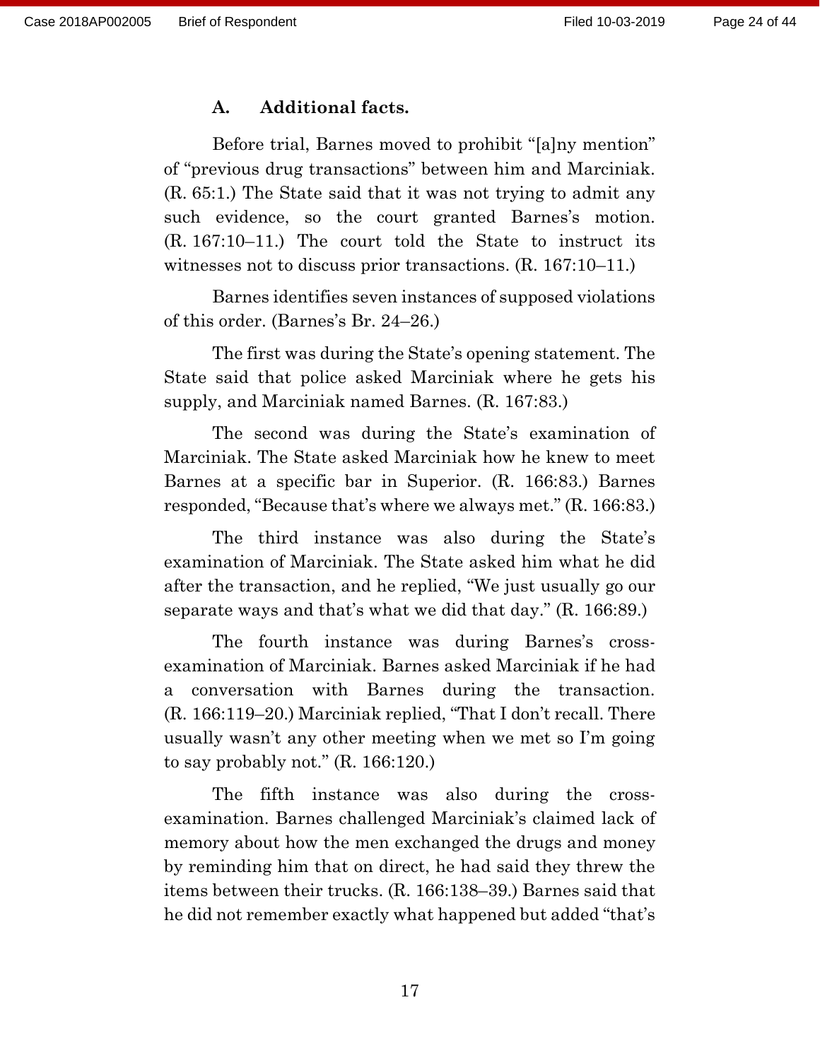### A. Additional facts.

Before trial, Barnes moved to prohibit "[a]ny mention" of "previous drug transactions" between him and Marciniak. (R. 65:1.) The State said that it was not trying to admit any such evidence, so the court granted Barnes's motion. (R. 167:10–11.) The court told the State to instruct its witnesses not to discuss prior transactions. (R. 167:10–11.)

Barnes identifies seven instances of supposed violations of this order. (Barnes's Br. 24–26.)

The first was during the State's opening statement. The State said that police asked Marciniak where he gets his supply, and Marciniak named Barnes. (R. 167:83.)

The second was during the State's examination of Marciniak. The State asked Marciniak how he knew to meet Barnes at a specific bar in Superior. (R. 166:83.) Barnes responded, "Because that's where we always met." (R. 166:83.)

The third instance was also during the State's examination of Marciniak. The State asked him what he did after the transaction, and he replied, "We just usually go our separate ways and that's what we did that day." (R. 166:89.)

The fourth instance was during Barnes's cross-examination of Marciniak. Barnes asked Marciniak if he had a conversation with Barnes during the transaction. (R. 166:119–20.) Marciniak replied, "That I don't recall. There usually wasn't any other meeting when we met so I'm going to say probably not." (R. 166:120.)

The fifth instance was also during the cross-examination. Barnes challenged Marciniak's claimed lack of memory about how the men exchanged the drugs and money by reminding him that on direct, he had said they threw the items between their trucks. (R. 166:138–39.) Barnes said that he did not remember exactly what happened but added "that's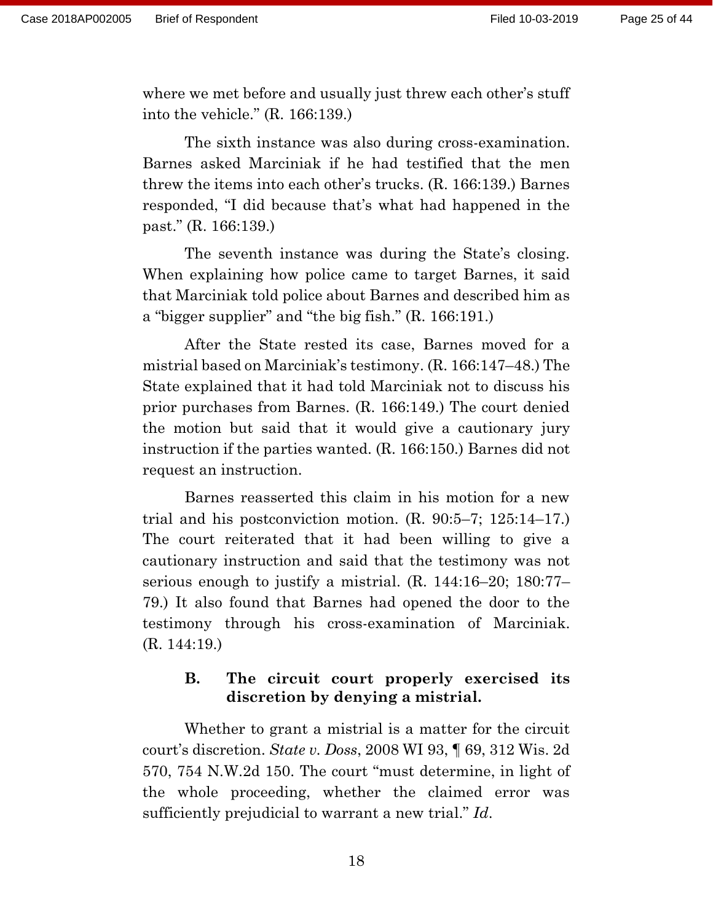where we met before and usually just threw each other's stuff into the vehicle." (R. 166:139.)

The sixth instance was also during cross-examination. Barnes asked Marciniak if he had testified that the men threw the items into each other's trucks. (R. 166:139.) Barnes responded, "I did because that's what had happened in the past." (R. 166:139.)

The seventh instance was during the State's closing. When explaining how police came to target Barnes, it said that Marciniak told police about Barnes and described him as a "bigger supplier" and "the big fish." (R. 166:191.)

After the State rested its case, Barnes moved for a mistrial based on Marciniak's testimony. (R. 166:147–48.) The State explained that it had told Marciniak not to discuss his prior purchases from Barnes. (R. 166:149.) The court denied the motion but said that it would give a cautionary jury instruction if the parties wanted. (R. 166:150.) Barnes did not request an instruction.

Barnes reasserted this claim in his motion for a new trial and his postconviction motion. (R. 90:5–7; 125:14–17.) The court reiterated that it had been willing to give a cautionary instruction and said that the testimony was not serious enough to justify a mistrial. (R. 144:16–20; 180:77–79.) It also found that Barnes had opened the door to the testimony through his cross-examination of Marciniak. (R. 144:19.)

### B. The circuit court properly exercised its discretion by denying a mistrial.

Whether to grant a mistrial is a matter for the circuit court's discretion. *State v. Doss*, 2008 WI 93, ¶ 69, 312 Wis. 2d 570, 754 N.W.2d 150. The court "must determine, in light of the whole proceeding, whether the claimed error was sufficiently prejudicial to warrant a new trial." *Id*.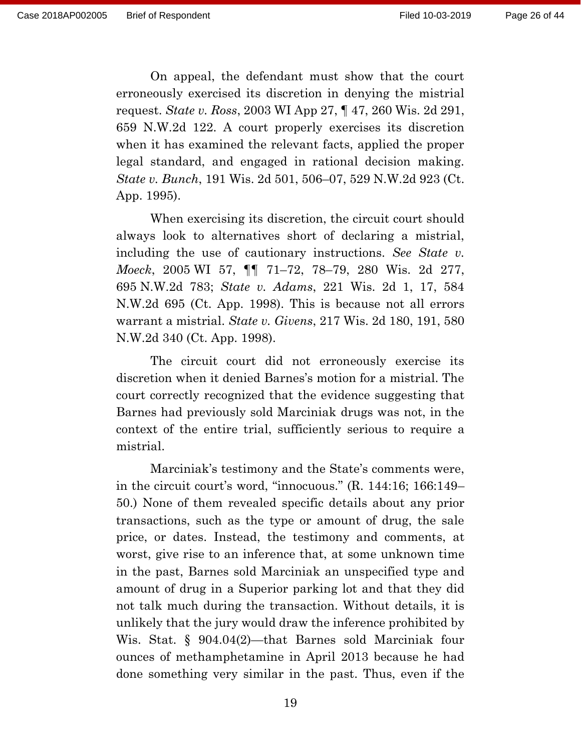On appeal, the defendant must show that the court erroneously exercised its discretion in denying the mistrial request. *State v. Ross*, 2003 WI App 27, ¶ 47, 260 Wis. 2d 291, 659 N.W.2d 122. A court properly exercises its discretion when it has examined the relevant facts, applied the proper legal standard, and engaged in rational decision making. *State v. Bunch*, 191 Wis. 2d 501, 506–07, 529 N.W.2d 923 (Ct. App. 1995).

When exercising its discretion, the circuit court should always look to alternatives short of declaring a mistrial, including the use of cautionary instructions. *See State v. Moeck*, 2005 WI 57, ¶¶ 71–72, 78–79, 280 Wis. 2d 277, 695 N.W.2d 783; *State v. Adams*, 221 Wis. 2d 1, 17, 584 N.W.2d 695 (Ct. App. 1998). This is because not all errors warrant a mistrial. *State v. Givens*, 217 Wis. 2d 180, 191, 580 N.W.2d 340 (Ct. App. 1998).

The circuit court did not erroneously exercise its discretion when it denied Barnes's motion for a mistrial. The court correctly recognized that the evidence suggesting that Barnes had previously sold Marciniak drugs was not, in the context of the entire trial, sufficiently serious to require a mistrial.

Marciniak's testimony and the State's comments were, in the circuit court's word, "innocuous." (R. 144:16; 166:149–50.) None of them revealed specific details about any prior transactions, such as the type or amount of drug, the sale price, or dates. Instead, the testimony and comments, at worst, give rise to an inference that, at some unknown time in the past, Barnes sold Marciniak an unspecified type and amount of drug in a Superior parking lot and that they did not talk much during the transaction. Without details, it is unlikely that the jury would draw the inference prohibited by Wis. Stat. § 904.04(2)—that Barnes sold Marciniak four ounces of methamphetamine in April 2013 because he had done something very similar in the past. Thus, even if the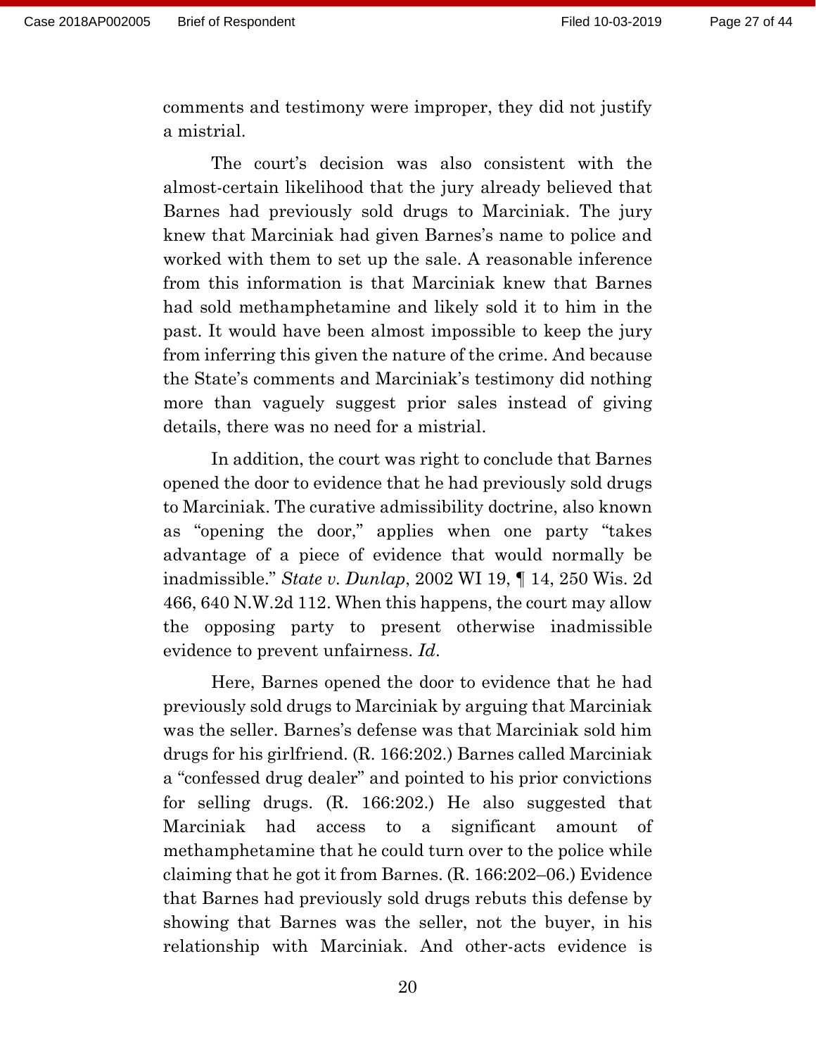comments and testimony were improper, they did not justify a mistrial.

The court's decision was also consistent with the almost-certain likelihood that the jury already believed that Barnes had previously sold drugs to Marciniak. The jury knew that Marciniak had given Barnes's name to police and worked with them to set up the sale. A reasonable inference from this information is that Marciniak knew that Barnes had sold methamphetamine and likely sold it to him in the past. It would have been almost impossible to keep the jury from inferring this given the nature of the crime. And because the State's comments and Marciniak's testimony did nothing more than vaguely suggest prior sales instead of giving details, there was no need for a mistrial.

In addition, the court was right to conclude that Barnes opened the door to evidence that he had previously sold drugs to Marciniak. The curative admissibility doctrine, also known as "opening the door," applies when one party "takes advantage of a piece of evidence that would normally be inadmissible." *State v. Dunlap*, 2002 WI 19, ¶ 14, 250 Wis. 2d 466, 640 N.W.2d 112. When this happens, the court may allow the opposing party to present otherwise inadmissible evidence to prevent unfairness. *Id*.

Here, Barnes opened the door to evidence that he had previously sold drugs to Marciniak by arguing that Marciniak was the seller. Barnes's defense was that Marciniak sold him drugs for his girlfriend. (R. 166:202.) Barnes called Marciniak a "confessed drug dealer" and pointed to his prior convictions for selling drugs. (R. 166:202.) He also suggested that Marciniak had access to a significant amount of methamphetamine that he could turn over to the police while claiming that he got it from Barnes. (R. 166:202–06.) Evidence that Barnes had previously sold drugs rebuts this defense by showing that Barnes was the seller, not the buyer, in his relationship with Marciniak. And other-acts evidence is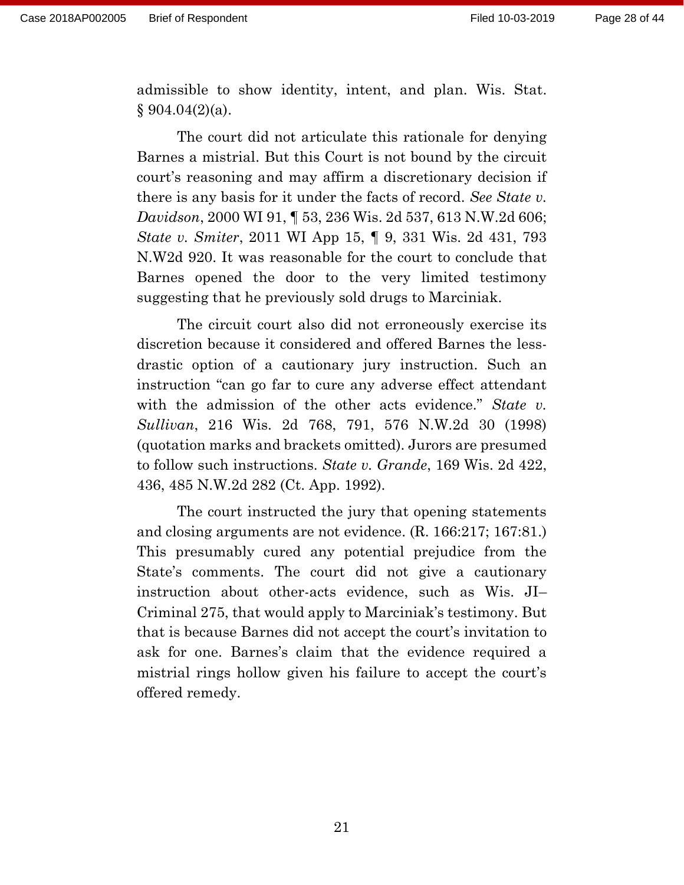admissible to show identity, intent, and plan. Wis. Stat. § 904.04(2)(a).

The court did not articulate this rationale for denying Barnes a mistrial. But this Court is not bound by the circuit court's reasoning and may affirm a discretionary decision if there is any basis for it under the facts of record. *See State v. Davidson*, 2000 WI 91, ¶ 53, 236 Wis. 2d 537, 613 N.W.2d 606; *State v. Smiter*, 2011 WI App 15, ¶ 9, 331 Wis. 2d 431, 793 N.W2d 920. It was reasonable for the court to conclude that Barnes opened the door to the very limited testimony suggesting that he previously sold drugs to Marciniak.

The circuit court also did not erroneously exercise its discretion because it considered and offered Barnes the less-drastic option of a cautionary jury instruction. Such an instruction "can go far to cure any adverse effect attendant with the admission of the other acts evidence." *State v. Sullivan*, 216 Wis. 2d 768, 791, 576 N.W.2d 30 (1998) (quotation marks and brackets omitted). Jurors are presumed to follow such instructions. *State v. Grande*, 169 Wis. 2d 422, 436, 485 N.W.2d 282 (Ct. App. 1992).

The court instructed the jury that opening statements and closing arguments are not evidence. (R. 166:217; 167:81.) This presumably cured any potential prejudice from the State's comments. The court did not give a cautionary instruction about other-acts evidence, such as Wis. JI–Criminal 275, that would apply to Marciniak's testimony. But that is because Barnes did not accept the court's invitation to ask for one. Barnes's claim that the evidence required a mistrial rings hollow given his failure to accept the court's offered remedy.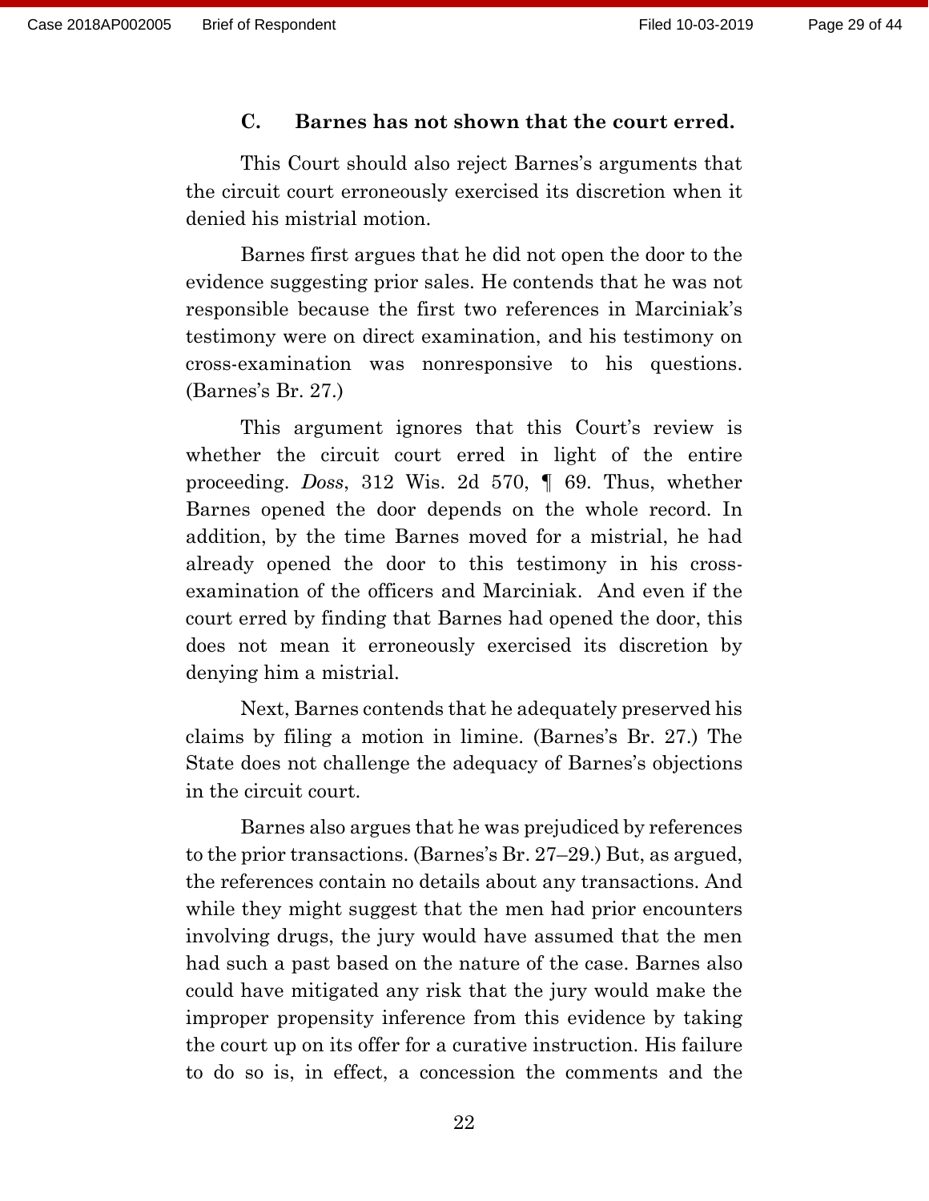### C. Barnes has not shown that the court erred.

This Court should also reject Barnes's arguments that the circuit court erroneously exercised its discretion when it denied his mistrial motion.

Barnes first argues that he did not open the door to the evidence suggesting prior sales. He contends that he was not responsible because the first two references in Marciniak's testimony were on direct examination, and his testimony on cross-examination was nonresponsive to his questions. (Barnes's Br. 27.)

This argument ignores that this Court's review is whether the circuit court erred in light of the entire proceeding. *Doss*, 312 Wis. 2d 570, ¶ 69. Thus, whether Barnes opened the door depends on the whole record. In addition, by the time Barnes moved for a mistrial, he had already opened the door to this testimony in his cross-examination of the officers and Marciniak. And even if the court erred by finding that Barnes had opened the door, this does not mean it erroneously exercised its discretion by denying him a mistrial.

Next, Barnes contends that he adequately preserved his claims by filing a motion in limine. (Barnes's Br. 27.) The State does not challenge the adequacy of Barnes's objections in the circuit court.

Barnes also argues that he was prejudiced by references to the prior transactions. (Barnes's Br. 27–29.) But, as argued, the references contain no details about any transactions. And while they might suggest that the men had prior encounters involving drugs, the jury would have assumed that the men had such a past based on the nature of the case. Barnes also could have mitigated any risk that the jury would make the improper propensity inference from this evidence by taking the court up on its offer for a curative instruction. His failure to do so is, in effect, a concession the comments and the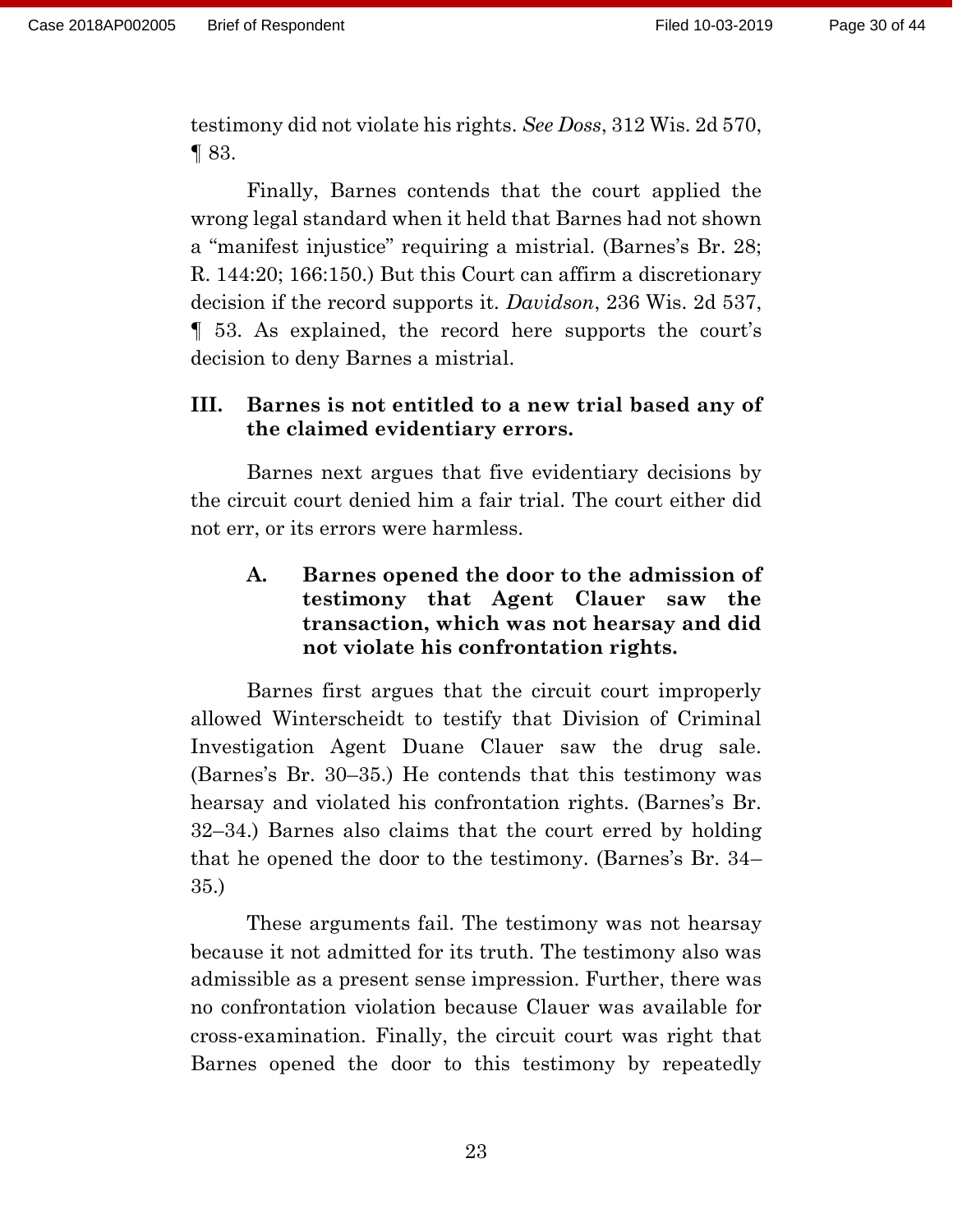testimony did not violate his rights. *See Doss*, 312 Wis. 2d 570, ¶ 83.

Finally, Barnes contends that the court applied the wrong legal standard when it held that Barnes had not shown a "manifest injustice" requiring a mistrial. (Barnes's Br. 28; R. 144:20; 166:150.) But this Court can affirm a discretionary decision if the record supports it. *Davidson*, 236 Wis. 2d 537, ¶ 53. As explained, the record here supports the court's decision to deny Barnes a mistrial.

## III. Barnes is not entitled to a new trial based any of the claimed evidentiary errors.

Barnes next argues that five evidentiary decisions by the circuit court denied him a fair trial. The court either did not err, or its errors were harmless.

### A. Barnes opened the door to the admission of testimony that Agent Clauer saw the transaction, which was not hearsay and did not violate his confrontation rights.

Barnes first argues that the circuit court improperly allowed Winterscheidt to testify that Division of Criminal Investigation Agent Duane Clauer saw the drug sale. (Barnes's Br. 30–35.) He contends that this testimony was hearsay and violated his confrontation rights. (Barnes's Br. 32–34.) Barnes also claims that the court erred by holding that he opened the door to the testimony. (Barnes's Br. 34–35.)

These arguments fail. The testimony was not hearsay because it not admitted for its truth. The testimony also was admissible as a present sense impression. Further, there was no confrontation violation because Clauer was available for cross-examination. Finally, the circuit court was right that Barnes opened the door to this testimony by repeatedly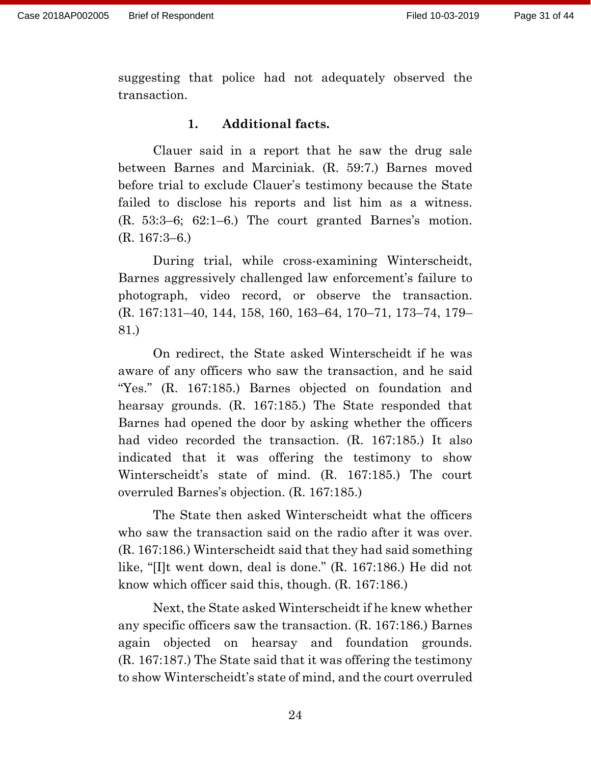suggesting that police had not adequately observed the transaction.

### 1. Additional facts.

Clauer said in a report that he saw the drug sale between Barnes and Marciniak. (R. 59:7.) Barnes moved before trial to exclude Clauer's testimony because the State failed to disclose his reports and list him as a witness. (R. 53:3–6; 62:1–6.) The court granted Barnes's motion. (R. 167:3–6.)

During trial, while cross-examining Winterscheidt, Barnes aggressively challenged law enforcement's failure to photograph, video record, or observe the transaction. (R. 167:131–40, 144, 158, 160, 163–64, 170–71, 173–74, 179–81.)

On redirect, the State asked Winterscheidt if he was aware of any officers who saw the transaction, and he said "Yes." (R. 167:185.) Barnes objected on foundation and hearsay grounds. (R. 167:185.) The State responded that Barnes had opened the door by asking whether the officers had video recorded the transaction. (R. 167:185.) It also indicated that it was offering the testimony to show Winterscheidt's state of mind. (R. 167:185.) The court overruled Barnes's objection. (R. 167:185.)

The State then asked Winterscheidt what the officers who saw the transaction said on the radio after it was over. (R. 167:186.) Winterscheidt said that they had said something like, "[I]t went down, deal is done." (R. 167:186.) He did not know which officer said this, though. (R. 167:186.)

Next, the State asked Winterscheidt if he knew whether any specific officers saw the transaction. (R. 167:186.) Barnes again objected on hearsay and foundation grounds. (R. 167:187.) The State said that it was offering the testimony to show Winterscheidt's state of mind, and the court overruled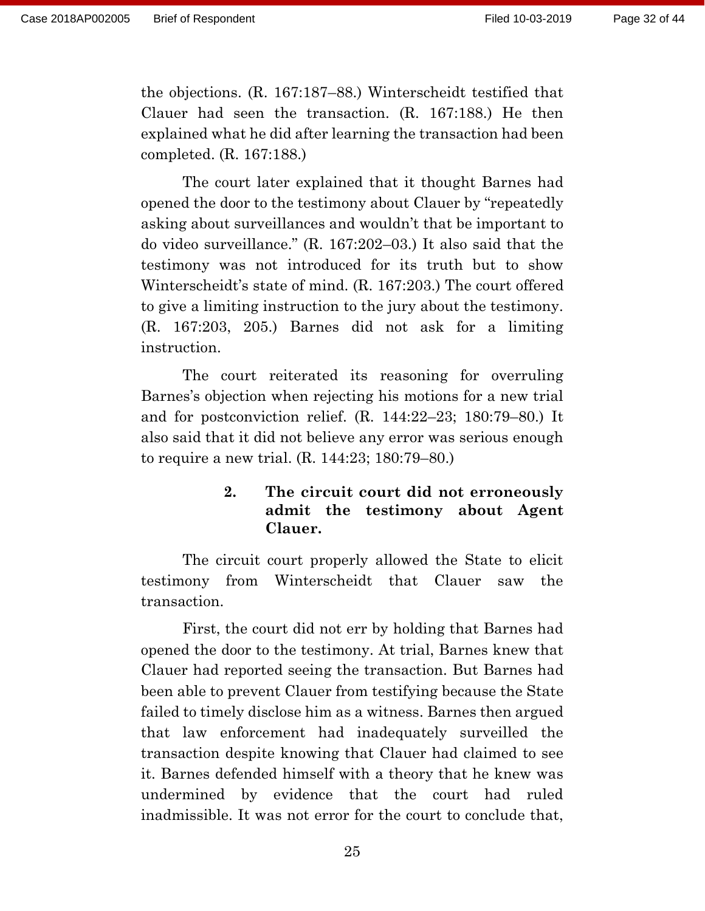the objections. (R. 167:187–88.) Winterscheidt testified that Clauer had seen the transaction. (R. 167:188.) He then explained what he did after learning the transaction had been completed. (R. 167:188.)

The court later explained that it thought Barnes had opened the door to the testimony about Clauer by "repeatedly asking about surveillances and wouldn't that be important to do video surveillance." (R. 167:202–03.) It also said that the testimony was not introduced for its truth but to show Winterscheidt's state of mind. (R. 167:203.) The court offered to give a limiting instruction to the jury about the testimony. (R. 167:203, 205.) Barnes did not ask for a limiting instruction.

The court reiterated its reasoning for overruling Barnes's objection when rejecting his motions for a new trial and for postconviction relief. (R. 144:22–23; 180:79–80.) It also said that it did not believe any error was serious enough to require a new trial. (R. 144:23; 180:79–80.)

#### 2. The circuit court did not erroneously admit the testimony about Agent Clauer.

The circuit court properly allowed the State to elicit testimony from Winterscheidt that Clauer saw the transaction.

First, the court did not err by holding that Barnes had opened the door to the testimony. At trial, Barnes knew that Clauer had reported seeing the transaction. But Barnes had been able to prevent Clauer from testifying because the State failed to timely disclose him as a witness. Barnes then argued that law enforcement had inadequately surveilled the transaction despite knowing that Clauer had claimed to see it. Barnes defended himself with a theory that he knew was undermined by evidence that the court had ruled inadmissible. It was not error for the court to conclude that,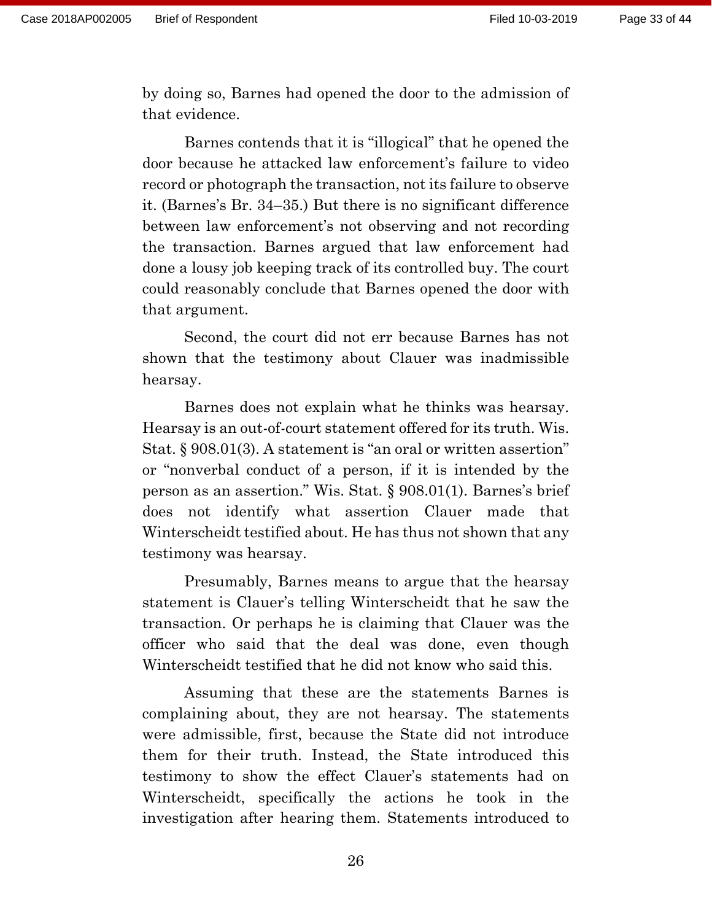by doing so, Barnes had opened the door to the admission of that evidence.

Barnes contends that it is "illogical" that he opened the door because he attacked law enforcement's failure to video record or photograph the transaction, not its failure to observe it. (Barnes's Br. 34–35.) But there is no significant difference between law enforcement's not observing and not recording the transaction. Barnes argued that law enforcement had done a lousy job keeping track of its controlled buy. The court could reasonably conclude that Barnes opened the door with that argument.

Second, the court did not err because Barnes has not shown that the testimony about Clauer was inadmissible hearsay.

Barnes does not explain what he thinks was hearsay. Hearsay is an out-of-court statement offered for its truth. Wis. Stat. § 908.01(3). A statement is "an oral or written assertion" or "nonverbal conduct of a person, if it is intended by the person as an assertion." Wis. Stat. § 908.01(1). Barnes's brief does not identify what assertion Clauer made that Winterscheidt testified about. He has thus not shown that any testimony was hearsay.

Presumably, Barnes means to argue that the hearsay statement is Clauer's telling Winterscheidt that he saw the transaction. Or perhaps he is claiming that Clauer was the officer who said that the deal was done, even though Winterscheidt testified that he did not know who said this.

Assuming that these are the statements Barnes is complaining about, they are not hearsay. The statements were admissible, first, because the State did not introduce them for their truth. Instead, the State introduced this testimony to show the effect Clauer's statements had on Winterscheidt, specifically the actions he took in the investigation after hearing them. Statements introduced to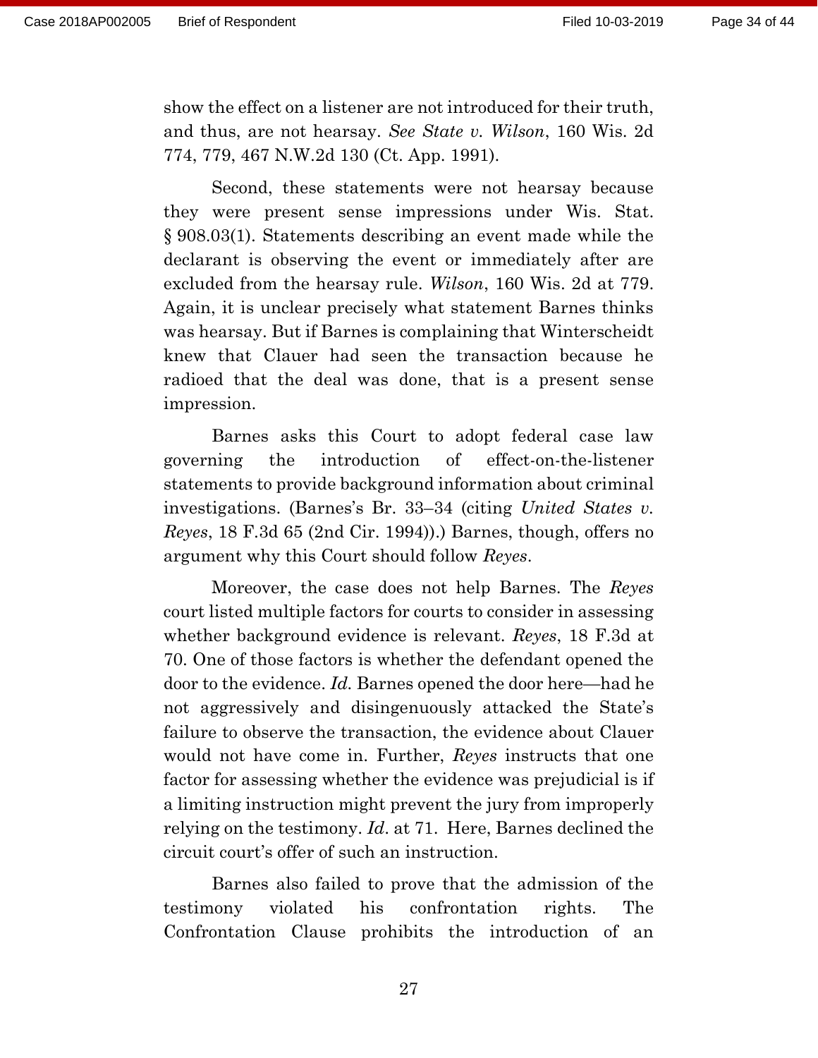show the effect on a listener are not introduced for their truth, and thus, are not hearsay. *See State v. Wilson*, 160 Wis. 2d 774, 779, 467 N.W.2d 130 (Ct. App. 1991).

Second, these statements were not hearsay because they were present sense impressions under Wis. Stat. § 908.03(1). Statements describing an event made while the declarant is observing the event or immediately after are excluded from the hearsay rule. *Wilson*, 160 Wis. 2d at 779. Again, it is unclear precisely what statement Barnes thinks was hearsay. But if Barnes is complaining that Winterscheidt knew that Clauer had seen the transaction because he radioed that the deal was done, that is a present sense impression.

Barnes asks this Court to adopt federal case law governing the introduction of effect-on-the-listener statements to provide background information about criminal investigations. (Barnes's Br. 33–34 (citing *United States v. Reyes*, 18 F.3d 65 (2nd Cir. 1994)).) Barnes, though, offers no argument why this Court should follow *Reyes*.

Moreover, the case does not help Barnes. The *Reyes* court listed multiple factors for courts to consider in assessing whether background evidence is relevant. *Reyes*, 18 F.3d at 70. One of those factors is whether the defendant opened the door to the evidence. *Id.* Barnes opened the door here—had he not aggressively and disingenuously attacked the State's failure to observe the transaction, the evidence about Clauer would not have come in. Further, *Reyes* instructs that one factor for assessing whether the evidence was prejudicial is if a limiting instruction might prevent the jury from improperly relying on the testimony. *Id*. at 71. Here, Barnes declined the circuit court's offer of such an instruction.

Barnes also failed to prove that the admission of the testimony violated his confrontation rights. The Confrontation Clause prohibits the introduction of an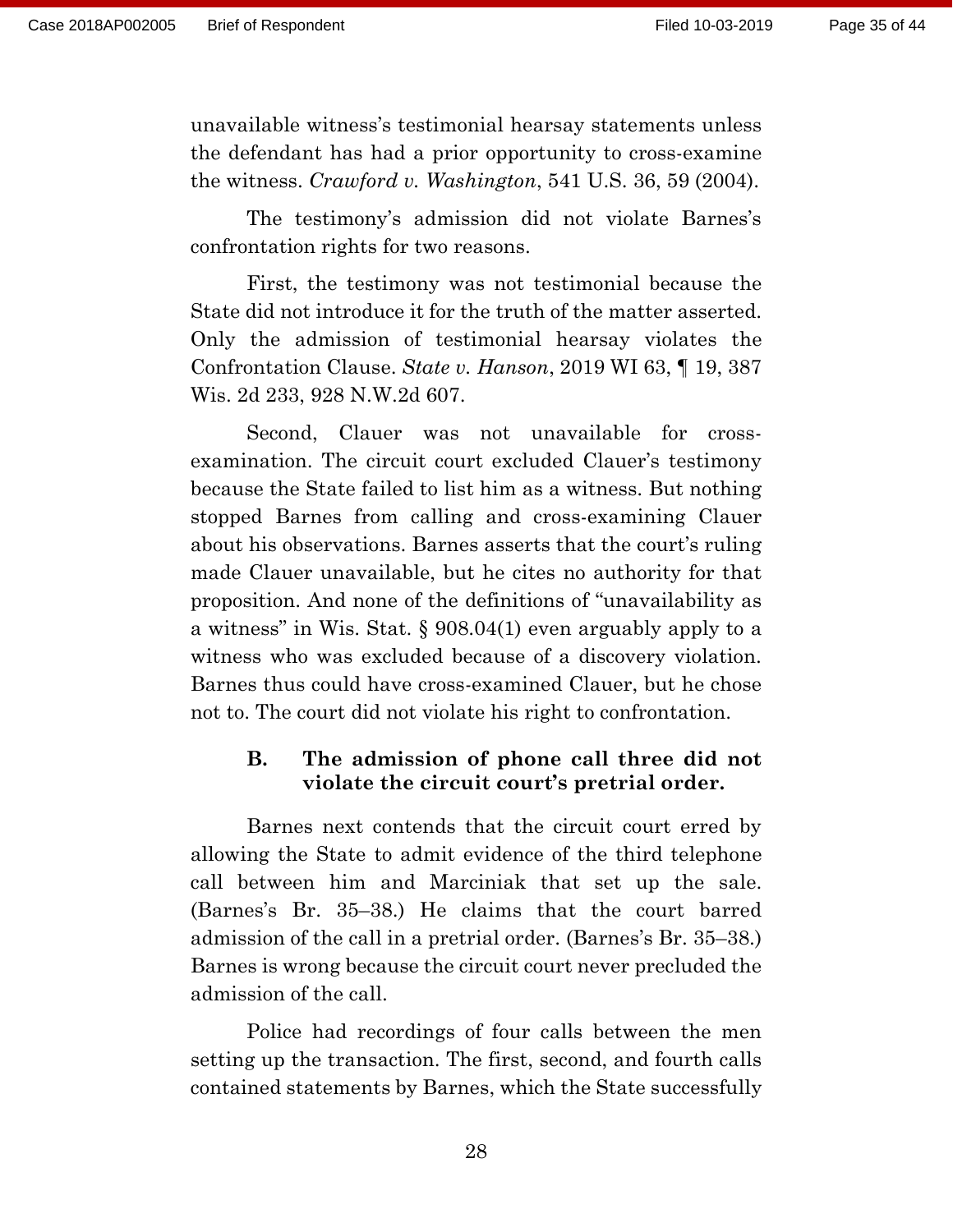unavailable witness's testimonial hearsay statements unless the defendant has had a prior opportunity to cross-examine the witness. *Crawford v. Washington*, 541 U.S. 36, 59 (2004).

The testimony's admission did not violate Barnes's confrontation rights for two reasons.

First, the testimony was not testimonial because the State did not introduce it for the truth of the matter asserted. Only the admission of testimonial hearsay violates the Confrontation Clause. *State v. Hanson*, 2019 WI 63, ¶ 19, 387 Wis. 2d 233, 928 N.W.2d 607.

Second, Clauer was not unavailable for cross-examination. The circuit court excluded Clauer's testimony because the State failed to list him as a witness. But nothing stopped Barnes from calling and cross-examining Clauer about his observations. Barnes asserts that the court's ruling made Clauer unavailable, but he cites no authority for that proposition. And none of the definitions of "unavailability as a witness" in Wis. Stat. § 908.04(1) even arguably apply to a witness who was excluded because of a discovery violation. Barnes thus could have cross-examined Clauer, but he chose not to. The court did not violate his right to confrontation.

### B. The admission of phone call three did not violate the circuit court's pretrial order.

Barnes next contends that the circuit court erred by allowing the State to admit evidence of the third telephone call between him and Marciniak that set up the sale. (Barnes's Br. 35–38.) He claims that the court barred admission of the call in a pretrial order. (Barnes's Br. 35–38.) Barnes is wrong because the circuit court never precluded the admission of the call.

Police had recordings of four calls between the men setting up the transaction. The first, second, and fourth calls contained statements by Barnes, which the State successfully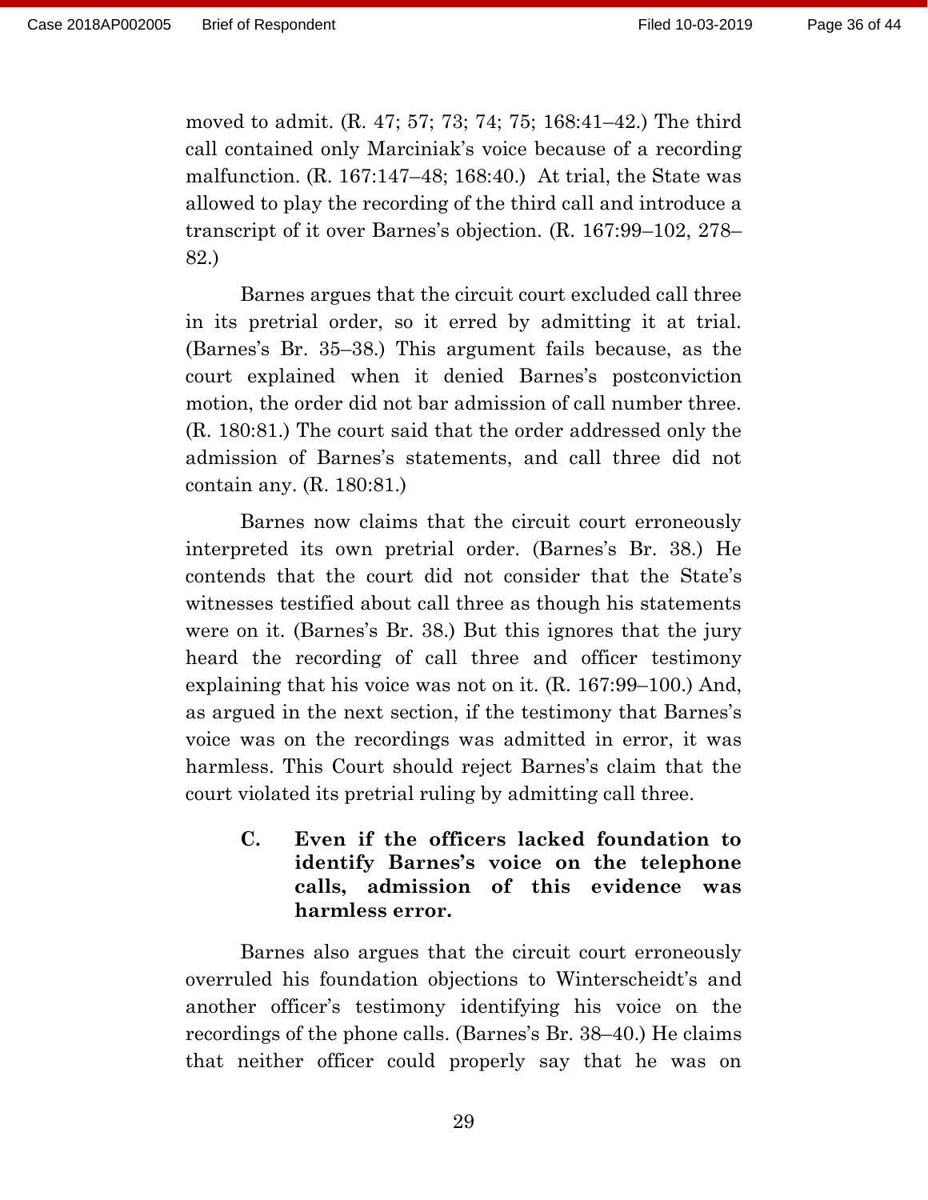moved to admit. (R. 47; 57; 73; 74; 75; 168:41–42.) The third call contained only Marciniak's voice because of a recording malfunction. (R. 167:147–48; 168:40.) At trial, the State was allowed to play the recording of the third call and introduce a transcript of it over Barnes's objection. (R. 167:99–102, 278–82.)

Barnes argues that the circuit court excluded call three in its pretrial order, so it erred by admitting it at trial. (Barnes's Br. 35–38.) This argument fails because, as the court explained when it denied Barnes's postconviction motion, the order did not bar admission of call number three. (R. 180:81.) The court said that the order addressed only the admission of Barnes's statements, and call three did not contain any. (R. 180:81.)

Barnes now claims that the circuit court erroneously interpreted its own pretrial order. (Barnes's Br. 38.) He contends that the court did not consider that the State's witnesses testified about call three as though his statements were on it. (Barnes's Br. 38.) But this ignores that the jury heard the recording of call three and officer testimony explaining that his voice was not on it. (R. 167:99–100.) And, as argued in the next section, if the testimony that Barnes's voice was on the recordings was admitted in error, it was harmless. This Court should reject Barnes's claim that the court violated its pretrial ruling by admitting call three.

### C. Even if the officers lacked foundation to identify Barnes's voice on the telephone calls, admission of this evidence was harmless error.

Barnes also argues that the circuit court erroneously overruled his foundation objections to Winterscheidt's and another officer's testimony identifying his voice on the recordings of the phone calls. (Barnes's Br. 38–40.) He claims that neither officer could properly say that he was on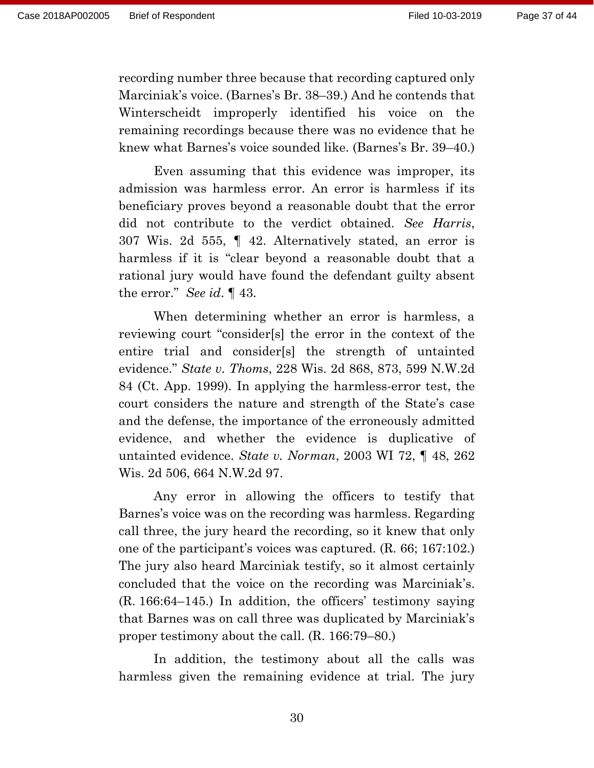recording number three because that recording captured only Marciniak's voice. (Barnes's Br. 38–39.) And he contends that Winterscheidt improperly identified his voice on the remaining recordings because there was no evidence that he knew what Barnes's voice sounded like. (Barnes's Br. 39–40.)

Even assuming that this evidence was improper, its admission was harmless error. An error is harmless if its beneficiary proves beyond a reasonable doubt that the error did not contribute to the verdict obtained. *See Harris*, 307 Wis. 2d 555, ¶ 42. Alternatively stated, an error is harmless if it is "clear beyond a reasonable doubt that a rational jury would have found the defendant guilty absent the error." *See id*. ¶ 43.

When determining whether an error is harmless, a reviewing court "consider[s] the error in the context of the entire trial and consider[s] the strength of untainted evidence." *State v. Thoms*, 228 Wis. 2d 868, 873, 599 N.W.2d 84 (Ct. App. 1999). In applying the harmless-error test, the court considers the nature and strength of the State's case and the defense, the importance of the erroneously admitted evidence, and whether the evidence is duplicative of untainted evidence. *State v. Norman*, 2003 WI 72, ¶ 48, 262 Wis. 2d 506, 664 N.W.2d 97.

Any error in allowing the officers to testify that Barnes's voice was on the recording was harmless. Regarding call three, the jury heard the recording, so it knew that only one of the participant's voices was captured. (R. 66; 167:102.) The jury also heard Marciniak testify, so it almost certainly concluded that the voice on the recording was Marciniak's. (R. 166:64–145.) In addition, the officers' testimony saying that Barnes was on call three was duplicated by Marciniak's proper testimony about the call. (R. 166:79–80.)

In addition, the testimony about all the calls was harmless given the remaining evidence at trial. The jury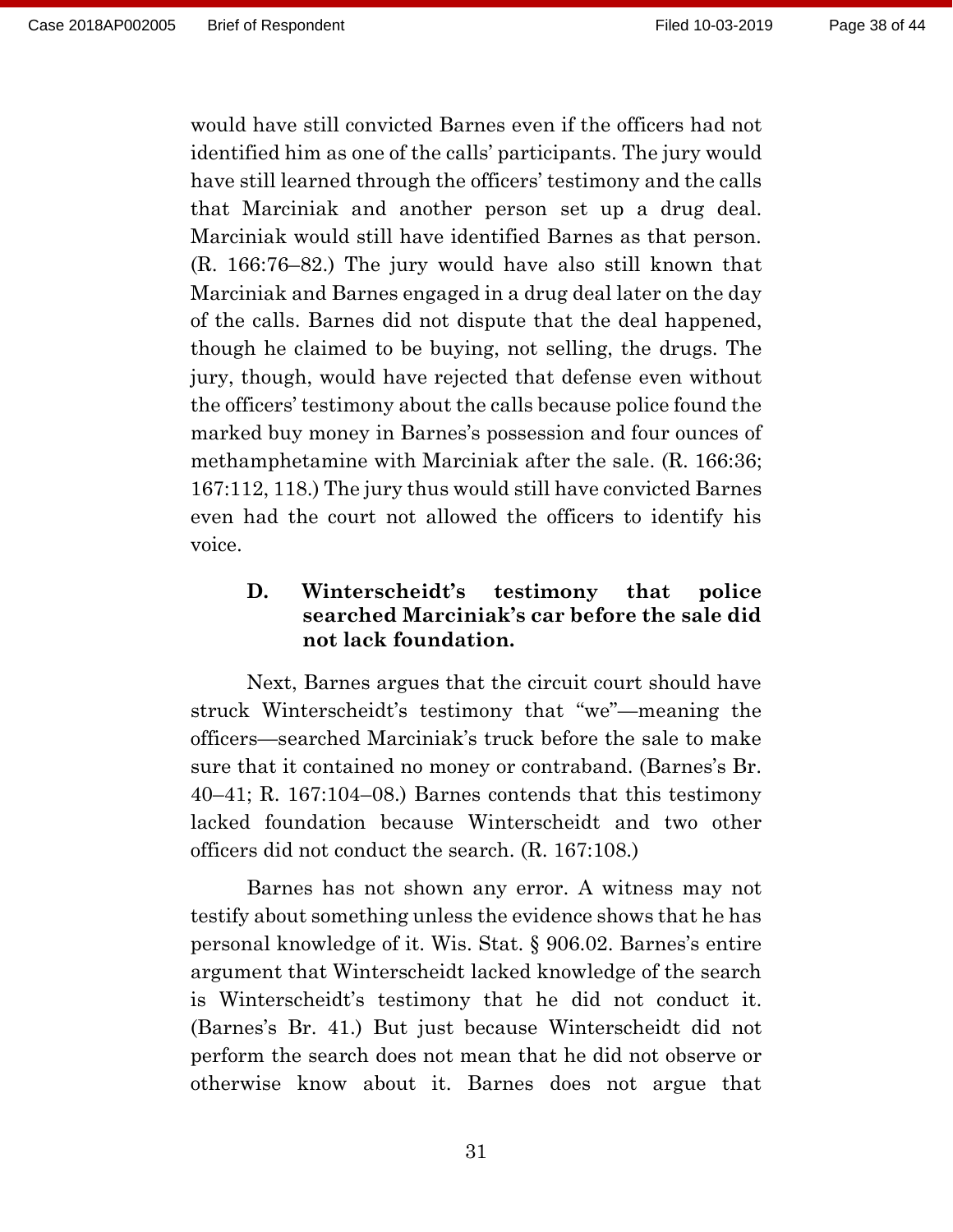would have still convicted Barnes even if the officers had not identified him as one of the calls' participants. The jury would have still learned through the officers' testimony and the calls that Marciniak and another person set up a drug deal. Marciniak would still have identified Barnes as that person. (R. 166:76–82.) The jury would have also still known that Marciniak and Barnes engaged in a drug deal later on the day of the calls. Barnes did not dispute that the deal happened, though he claimed to be buying, not selling, the drugs. The jury, though, would have rejected that defense even without the officers' testimony about the calls because police found the marked buy money in Barnes's possession and four ounces of methamphetamine with Marciniak after the sale. (R. 166:36; 167:112, 118.) The jury thus would still have convicted Barnes even had the court not allowed the officers to identify his voice.

### D. Winterscheidt's testimony that police searched Marciniak's car before the sale did not lack foundation.

Next, Barnes argues that the circuit court should have struck Winterscheidt's testimony that "we"—meaning the officers—searched Marciniak's truck before the sale to make sure that it contained no money or contraband. (Barnes's Br. 40–41; R. 167:104–08.) Barnes contends that this testimony lacked foundation because Winterscheidt and two other officers did not conduct the search. (R. 167:108.)

Barnes has not shown any error. A witness may not testify about something unless the evidence shows that he has personal knowledge of it. Wis. Stat. § 906.02. Barnes's entire argument that Winterscheidt lacked knowledge of the search is Winterscheidt's testimony that he did not conduct it. (Barnes's Br. 41.) But just because Winterscheidt did not perform the search does not mean that he did not observe or otherwise know about it. Barnes does not argue that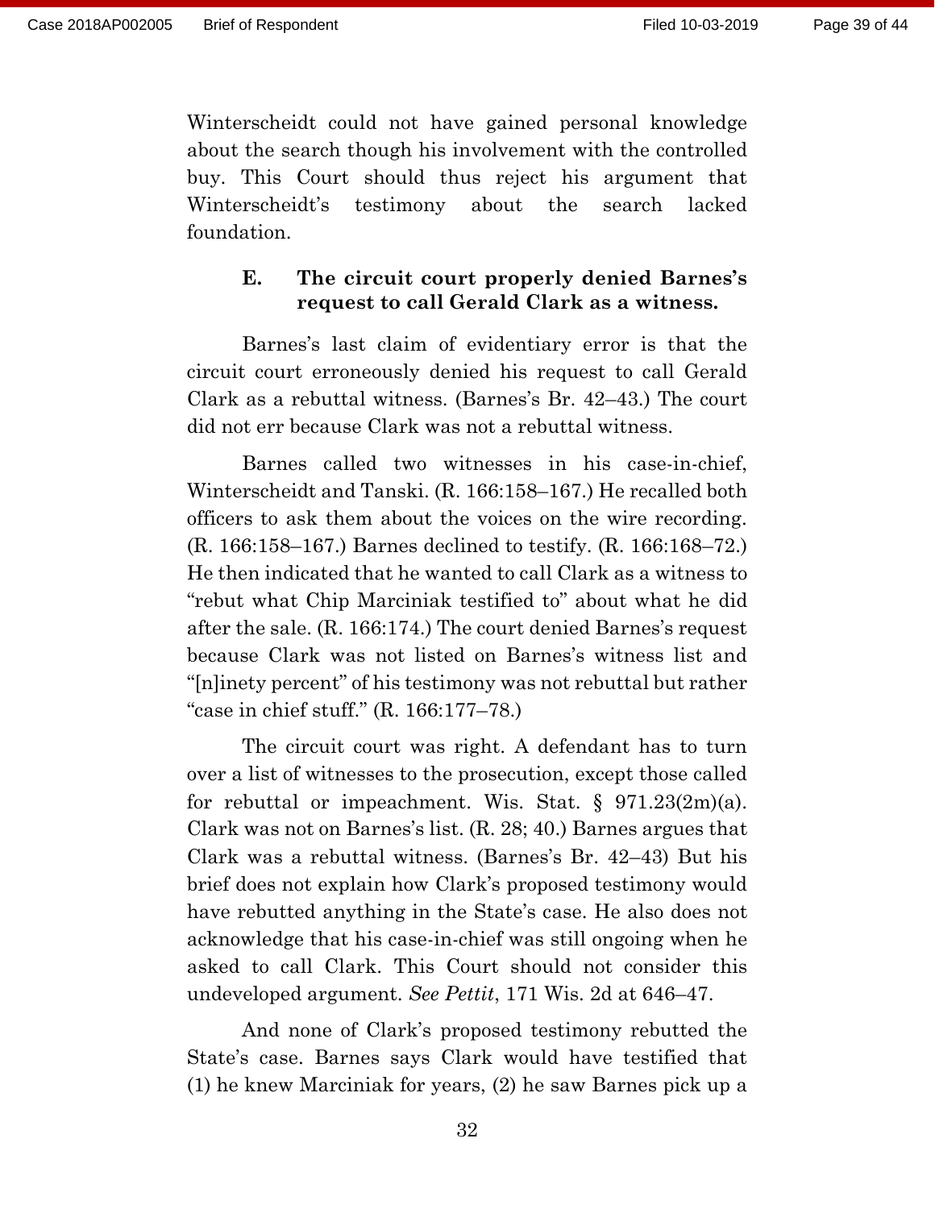Winterscheidt could not have gained personal knowledge about the search though his involvement with the controlled buy. This Court should thus reject his argument that Winterscheidt's testimony about the search lacked foundation.

### E. The circuit court properly denied Barnes's request to call Gerald Clark as a witness.

Barnes's last claim of evidentiary error is that the circuit court erroneously denied his request to call Gerald Clark as a rebuttal witness. (Barnes's Br. 42–43.) The court did not err because Clark was not a rebuttal witness.

Barnes called two witnesses in his case-in-chief, Winterscheidt and Tanski. (R. 166:158–167.) He recalled both officers to ask them about the voices on the wire recording. (R. 166:158–167.) Barnes declined to testify. (R. 166:168–72.) He then indicated that he wanted to call Clark as a witness to "rebut what Chip Marciniak testified to" about what he did after the sale. (R. 166:174.) The court denied Barnes's request because Clark was not listed on Barnes's witness list and "[n]inety percent" of his testimony was not rebuttal but rather "case in chief stuff." (R. 166:177–78.)

The circuit court was right. A defendant has to turn over a list of witnesses to the prosecution, except those called for rebuttal or impeachment. Wis. Stat. § 971.23(2m)(a). Clark was not on Barnes's list. (R. 28; 40.) Barnes argues that Clark was a rebuttal witness. (Barnes's Br. 42–43) But his brief does not explain how Clark's proposed testimony would have rebutted anything in the State's case. He also does not acknowledge that his case-in-chief was still ongoing when he asked to call Clark. This Court should not consider this undeveloped argument. *See Pettit*, 171 Wis. 2d at 646–47.

And none of Clark's proposed testimony rebutted the State's case. Barnes says Clark would have testified that (1) he knew Marciniak for years, (2) he saw Barnes pick up a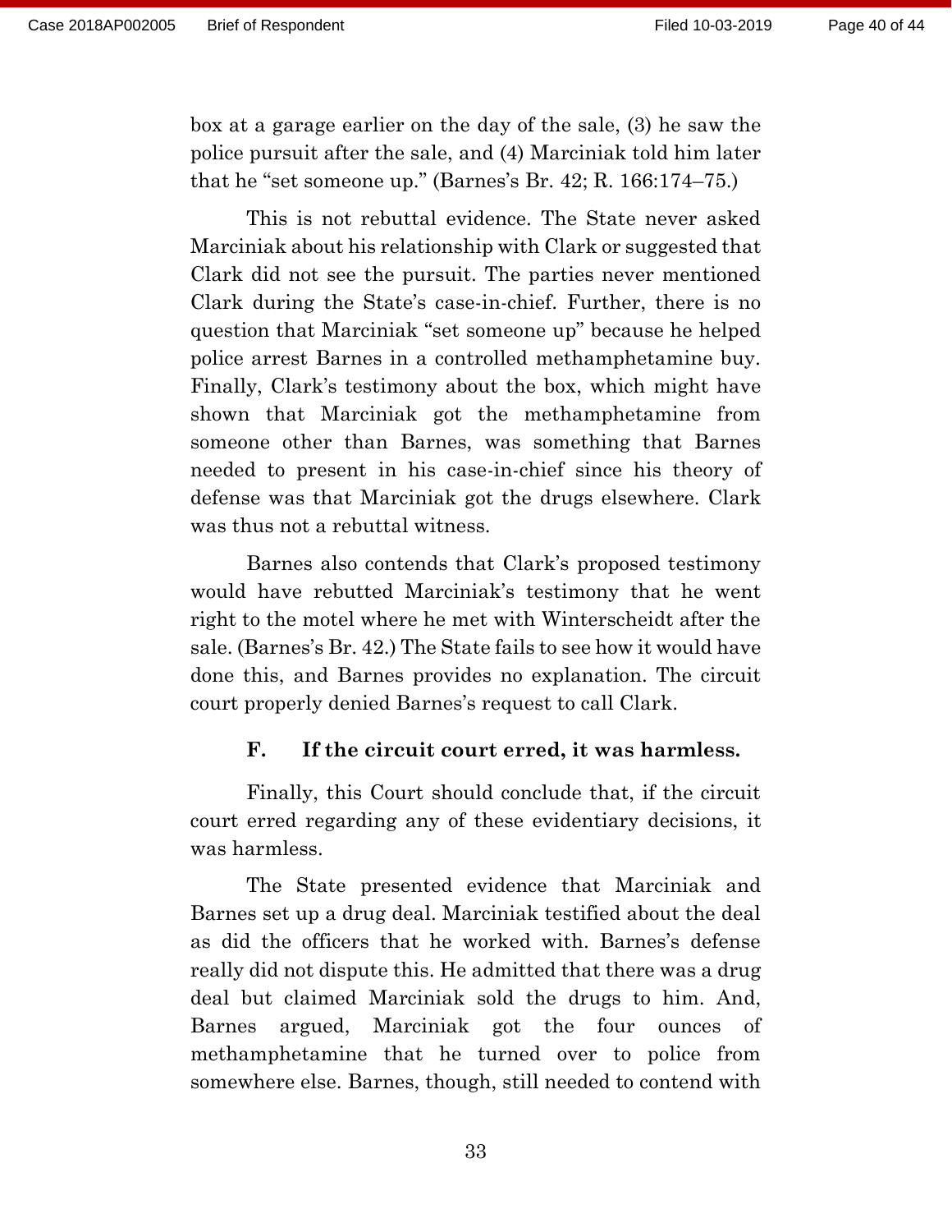box at a garage earlier on the day of the sale, (3) he saw the police pursuit after the sale, and (4) Marciniak told him later that he "set someone up." (Barnes's Br. 42; R. 166:174–75.)

This is not rebuttal evidence. The State never asked Marciniak about his relationship with Clark or suggested that Clark did not see the pursuit. The parties never mentioned Clark during the State's case-in-chief. Further, there is no question that Marciniak "set someone up" because he helped police arrest Barnes in a controlled methamphetamine buy. Finally, Clark's testimony about the box, which might have shown that Marciniak got the methamphetamine from someone other than Barnes, was something that Barnes needed to present in his case-in-chief since his theory of defense was that Marciniak got the drugs elsewhere. Clark was thus not a rebuttal witness.

Barnes also contends that Clark's proposed testimony would have rebutted Marciniak's testimony that he went right to the motel where he met with Winterscheidt after the sale. (Barnes's Br. 42.) The State fails to see how it would have done this, and Barnes provides no explanation. The circuit court properly denied Barnes's request to call Clark.

### F. If the circuit court erred, it was harmless.

Finally, this Court should conclude that, if the circuit court erred regarding any of these evidentiary decisions, it was harmless.

The State presented evidence that Marciniak and Barnes set up a drug deal. Marciniak testified about the deal as did the officers that he worked with. Barnes's defense really did not dispute this. He admitted that there was a drug deal but claimed Marciniak sold the drugs to him. And, Barnes argued, Marciniak got the four ounces of methamphetamine that he turned over to police from somewhere else. Barnes, though, still needed to contend with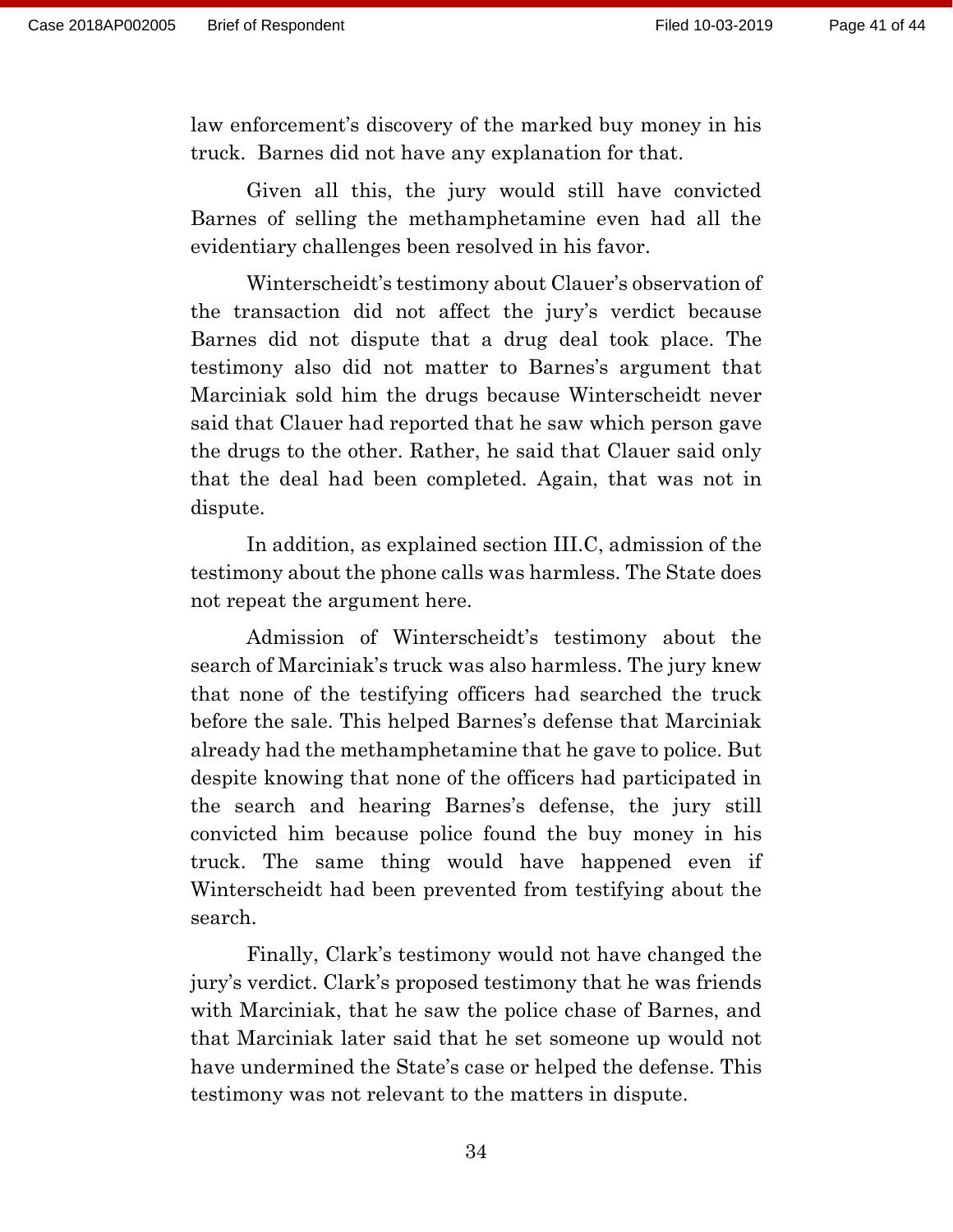law enforcement's discovery of the marked buy money in his truck. Barnes did not have any explanation for that.

Given all this, the jury would still have convicted Barnes of selling the methamphetamine even had all the evidentiary challenges been resolved in his favor.

Winterscheidt's testimony about Clauer's observation of the transaction did not affect the jury's verdict because Barnes did not dispute that a drug deal took place. The testimony also did not matter to Barnes's argument that Marciniak sold him the drugs because Winterscheidt never said that Clauer had reported that he saw which person gave the drugs to the other. Rather, he said that Clauer said only that the deal had been completed. Again, that was not in dispute.

In addition, as explained section III.C, admission of the testimony about the phone calls was harmless. The State does not repeat the argument here.

Admission of Winterscheidt's testimony about the search of Marciniak's truck was also harmless. The jury knew that none of the testifying officers had searched the truck before the sale. This helped Barnes's defense that Marciniak already had the methamphetamine that he gave to police. But despite knowing that none of the officers had participated in the search and hearing Barnes's defense, the jury still convicted him because police found the buy money in his truck. The same thing would have happened even if Winterscheidt had been prevented from testifying about the search.

Finally, Clark's testimony would not have changed the jury's verdict. Clark's proposed testimony that he was friends with Marciniak, that he saw the police chase of Barnes, and that Marciniak later said that he set someone up would not have undermined the State's case or helped the defense. This testimony was not relevant to the matters in dispute.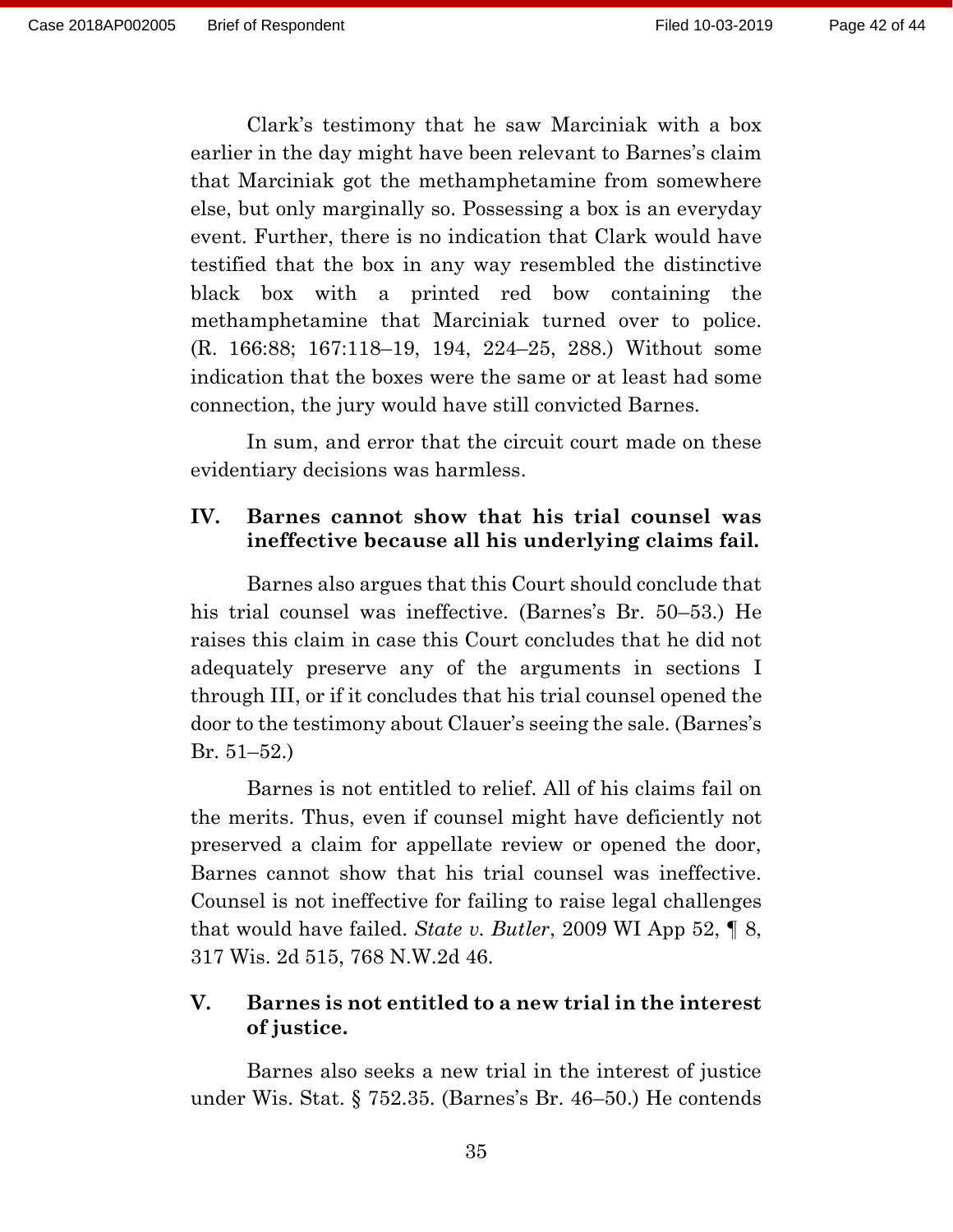Clark's testimony that he saw Marciniak with a box earlier in the day might have been relevant to Barnes's claim that Marciniak got the methamphetamine from somewhere else, but only marginally so. Possessing a box is an everyday event. Further, there is no indication that Clark would have testified that the box in any way resembled the distinctive black box with a printed red bow containing the methamphetamine that Marciniak turned over to police. (R. 166:88; 167:118–19, 194, 224–25, 288.) Without some indication that the boxes were the same or at least had some connection, the jury would have still convicted Barnes.

In sum, and error that the circuit court made on these evidentiary decisions was harmless.

## IV. Barnes cannot show that his trial counsel was ineffective because all his underlying claims fail.

Barnes also argues that this Court should conclude that his trial counsel was ineffective. (Barnes's Br. 50–53.) He raises this claim in case this Court concludes that he did not adequately preserve any of the arguments in sections I through III, or if it concludes that his trial counsel opened the door to the testimony about Clauer's seeing the sale. (Barnes's Br. 51–52.)

Barnes is not entitled to relief. All of his claims fail on the merits. Thus, even if counsel might have deficiently not preserved a claim for appellate review or opened the door, Barnes cannot show that his trial counsel was ineffective. Counsel is not ineffective for failing to raise legal challenges that would have failed. *State v. Butler*, 2009 WI App 52, ¶ 8, 317 Wis. 2d 515, 768 N.W.2d 46.

## V. Barnes is not entitled to a new trial in the interest of justice.

Barnes also seeks a new trial in the interest of justice under Wis. Stat. § 752.35. (Barnes's Br. 46–50.) He contends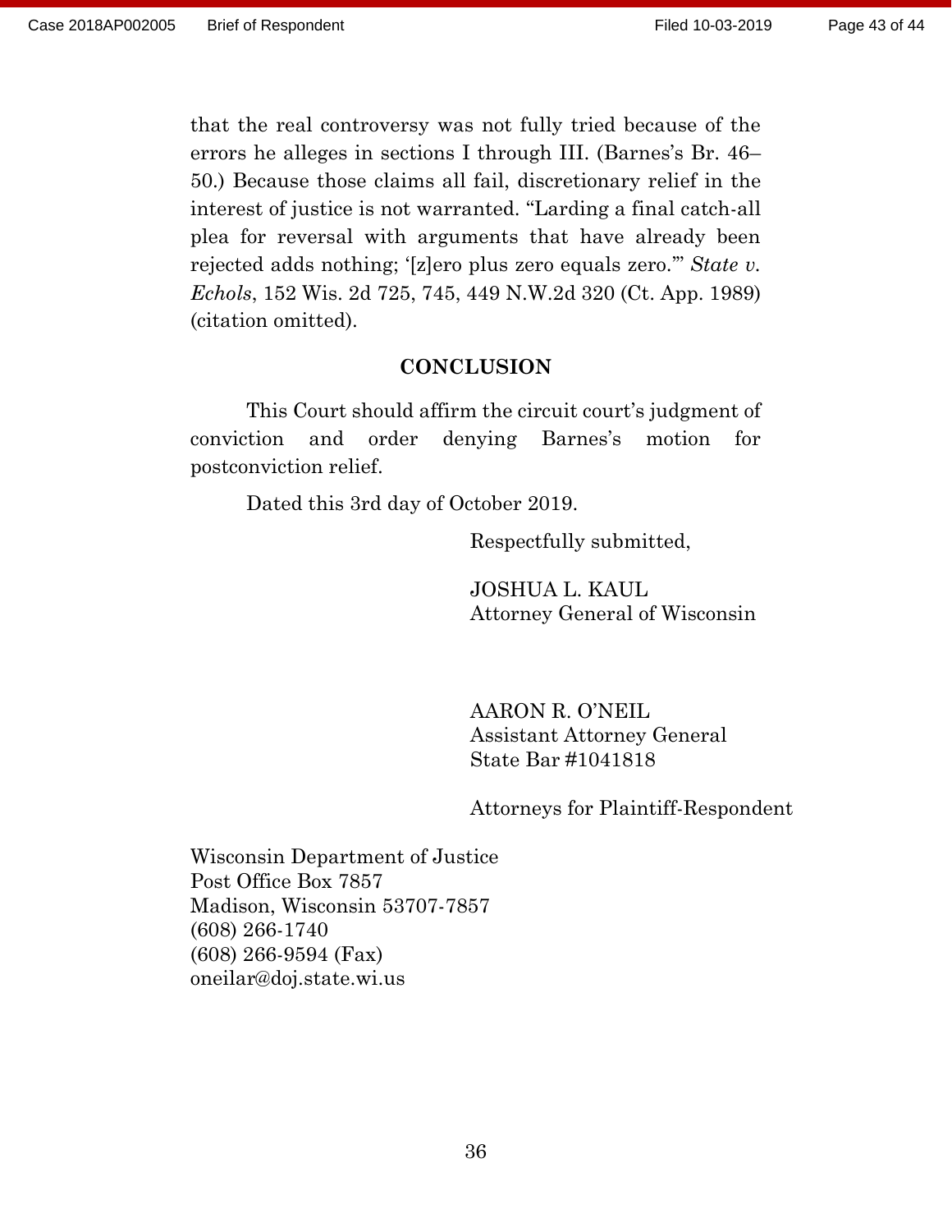that the real controversy was not fully tried because of the errors he alleges in sections I through III. (Barnes's Br. 46–50.) Because those claims all fail, discretionary relief in the interest of justice is not warranted. "Larding a final catch-all plea for reversal with arguments that have already been rejected adds nothing; '[z]ero plus zero equals zero.'" *State v. Echols*, 152 Wis. 2d 725, 745, 449 N.W.2d 320 (Ct. App. 1989) (citation omitted).

## CONCLUSION

This Court should affirm the circuit court's judgment of conviction and order denying Barnes's motion for postconviction relief.

Dated this 3rd day of October 2019.

Respectfully submitted,

JOSHUA L. KAUL
Attorney General of Wisconsin

AARON R. O'NEIL
Assistant Attorney General
State Bar #1041818

Attorneys for Plaintiff-Respondent

Wisconsin Department of Justice
Post Office Box 7857
Madison, Wisconsin 53707-7857
(608) 266-1740
(608) 266-9594 (Fax)
oneilar@doj.state.wi.us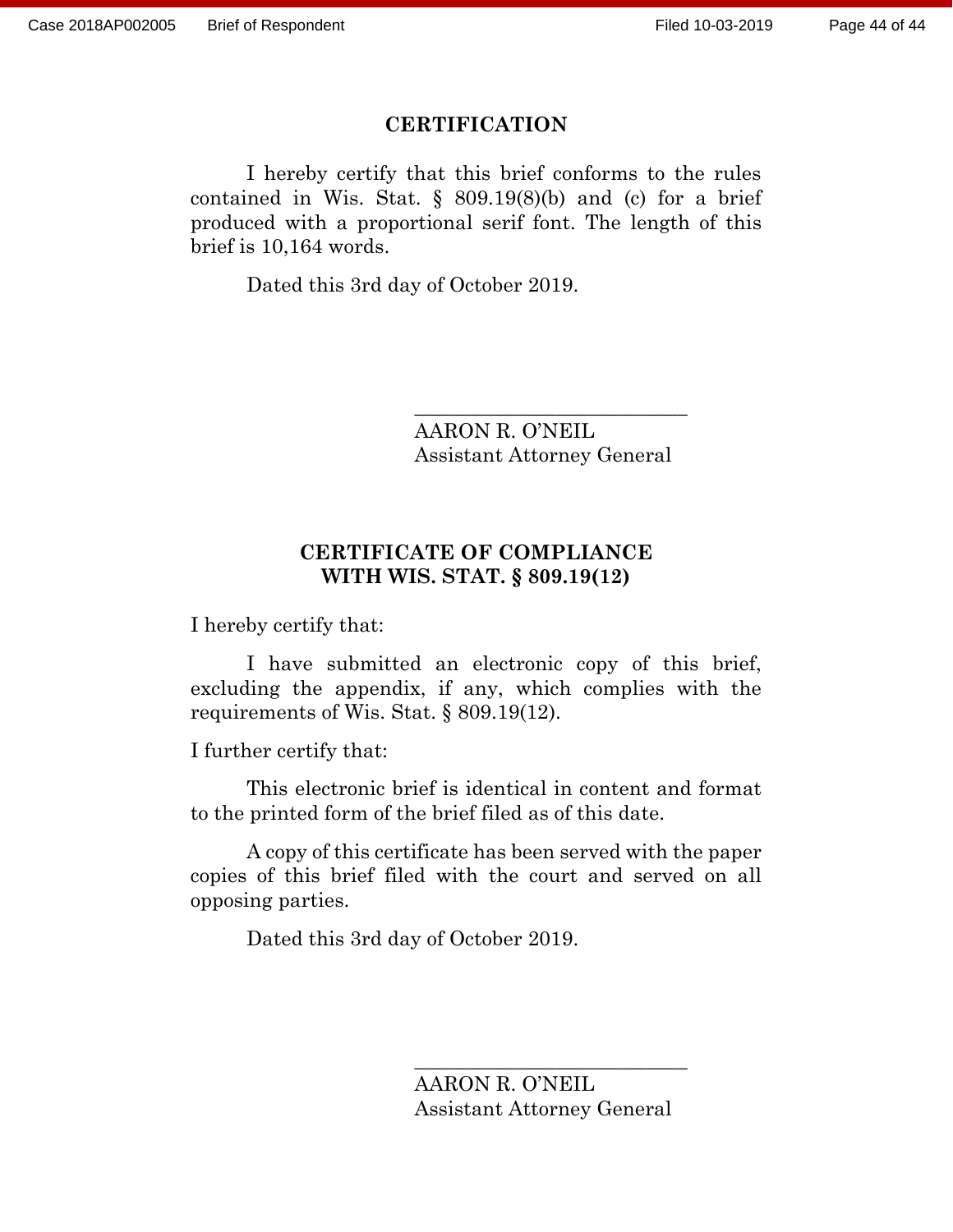## CERTIFICATION

I hereby certify that this brief conforms to the rules contained in Wis. Stat. § 809.19(8)(b) and (c) for a brief produced with a proportional serif font. The length of this brief is 10,164 words.

Dated this 3rd day of October 2019.

\_\_\_\_\_\_\_\_\_\_\_\_\_\_\_\_\_\_\_\_\_\_\_\_\_\_\_\_
AARON R. O'NEIL
Assistant Attorney General

## CERTIFICATE OF COMPLIANCE WITH WIS. STAT. § 809.19(12)

I hereby certify that:

I have submitted an electronic copy of this brief, excluding the appendix, if any, which complies with the requirements of Wis. Stat. § 809.19(12).

I further certify that:

This electronic brief is identical in content and format to the printed form of the brief filed as of this date.

A copy of this certificate has been served with the paper copies of this brief filed with the court and served on all opposing parties.

Dated this 3rd day of October 2019.

\_\_\_\_\_\_\_\_\_\_\_\_\_\_\_\_\_\_\_\_\_\_\_\_\_\_\_\_
AARON R. O'NEIL
Assistant Attorney General